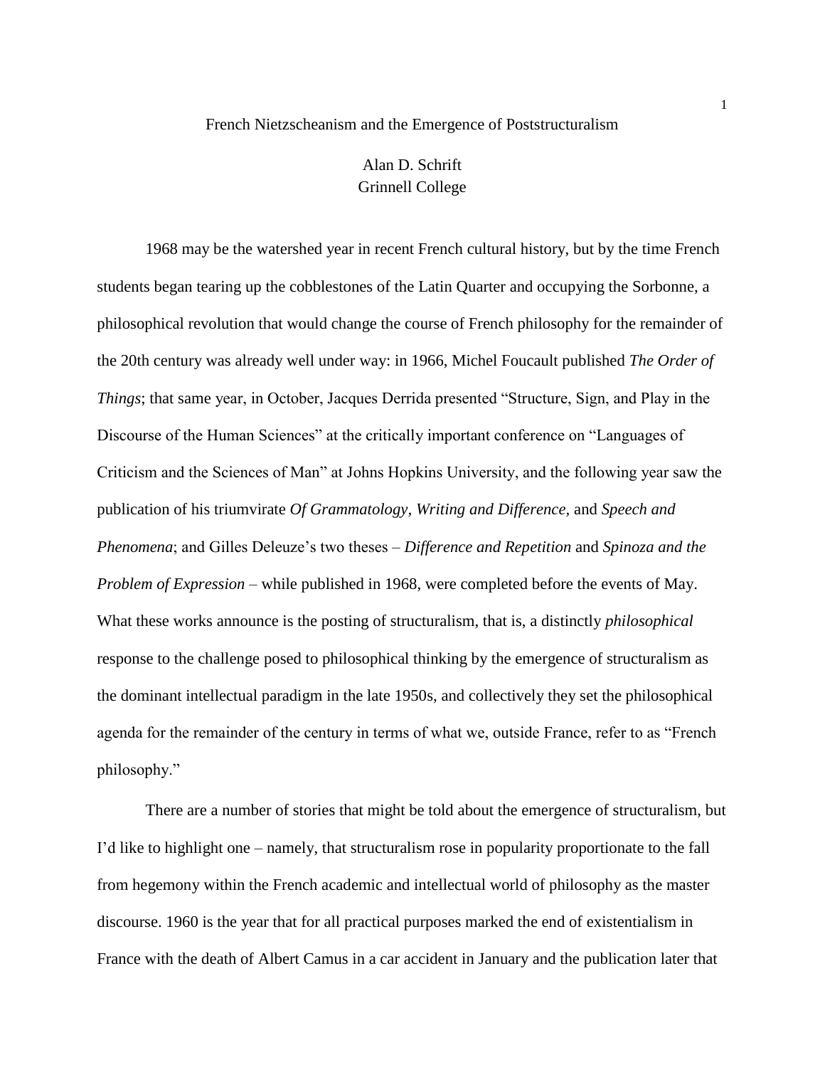# French Nietzscheanism and the Emergence of Poststructuralism

Alan D. Schrift
Grinnell College

1968 may be the watershed year in recent French cultural history, but by the time French students began tearing up the cobblestones of the Latin Quarter and occupying the Sorbonne, a philosophical revolution that would change the course of French philosophy for the remainder of the 20th century was already well under way: in 1966, Michel Foucault published *The Order of Things*; that same year, in October, Jacques Derrida presented "Structure, Sign, and Play in the Discourse of the Human Sciences" at the critically important conference on "Languages of Criticism and the Sciences of Man" at Johns Hopkins University, and the following year saw the publication of his triumvirate *Of Grammatology, Writing and Difference,* and *Speech and Phenomena*; and Gilles Deleuze's two theses – *Difference and Repetition* and *Spinoza and the Problem of Expression* – while published in 1968, were completed before the events of May. What these works announce is the posting of structuralism, that is, a distinctly *philosophical* response to the challenge posed to philosophical thinking by the emergence of structuralism as the dominant intellectual paradigm in the late 1950s, and collectively they set the philosophical agenda for the remainder of the century in terms of what we, outside France, refer to as "French philosophy."

There are a number of stories that might be told about the emergence of structuralism, but I'd like to highlight one – namely, that structuralism rose in popularity proportionate to the fall from hegemony within the French academic and intellectual world of philosophy as the master discourse. 1960 is the year that for all practical purposes marked the end of existentialism in France with the death of Albert Camus in a car accident in January and the publication later that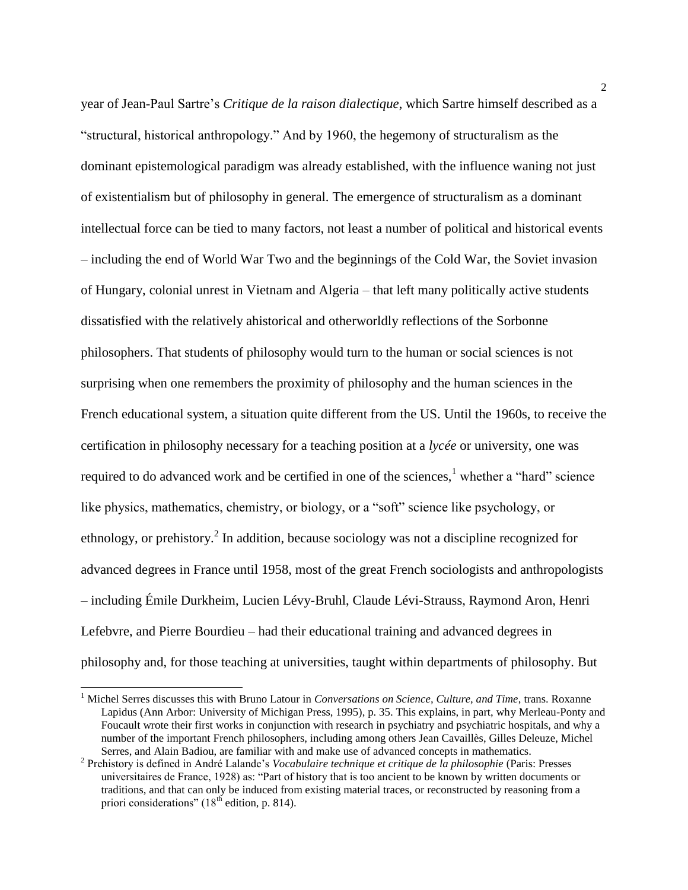year of Jean-Paul Sartre's *Critique de la raison dialectique*, which Sartre himself described as a "structural, historical anthropology." And by 1960, the hegemony of structuralism as the dominant epistemological paradigm was already established, with the influence waning not just of existentialism but of philosophy in general. The emergence of structuralism as a dominant intellectual force can be tied to many factors, not least a number of political and historical events – including the end of World War Two and the beginnings of the Cold War, the Soviet invasion of Hungary, colonial unrest in Vietnam and Algeria – that left many politically active students dissatisfied with the relatively ahistorical and otherworldly reflections of the Sorbonne philosophers. That students of philosophy would turn to the human or social sciences is not surprising when one remembers the proximity of philosophy and the human sciences in the French educational system, a situation quite different from the US. Until the 1960s, to receive the certification in philosophy necessary for a teaching position at a *lycée* or university, one was required to do advanced work and be certified in one of the sciences,[1] whether a "hard" science like physics, mathematics, chemistry, or biology, or a "soft" science like psychology, or ethnology, or prehistory.[2] In addition, because sociology was not a discipline recognized for advanced degrees in France until 1958, most of the great French sociologists and anthropologists – including Émile Durkheim, Lucien Lévy-Bruhl, Claude Lévi-Strauss, Raymond Aron, Henri Lefebvre, and Pierre Bourdieu – had their educational training and advanced degrees in philosophy and, for those teaching at universities, taught within departments of philosophy. But

---

[1] Michel Serres discusses this with Bruno Latour in *Conversations on Science, Culture, and Time*, trans. Roxanne Lapidus (Ann Arbor: University of Michigan Press, 1995), p. 35. This explains, in part, why Merleau-Ponty and Foucault wrote their first works in conjunction with research in psychiatry and psychiatric hospitals, and why a number of the important French philosophers, including among others Jean Cavaillès, Gilles Deleuze, Michel Serres, and Alain Badiou, are familiar with and make use of advanced concepts in mathematics.

[2] Prehistory is defined in André Lalande's *Vocabulaire technique et critique de la philosophie* (Paris: Presses universitaires de France, 1928) as: "Part of history that is too ancient to be known by written documents or traditions, and that can only be induced from existing material traces, or reconstructed by reasoning from a priori considerations" (18th edition, p. 814).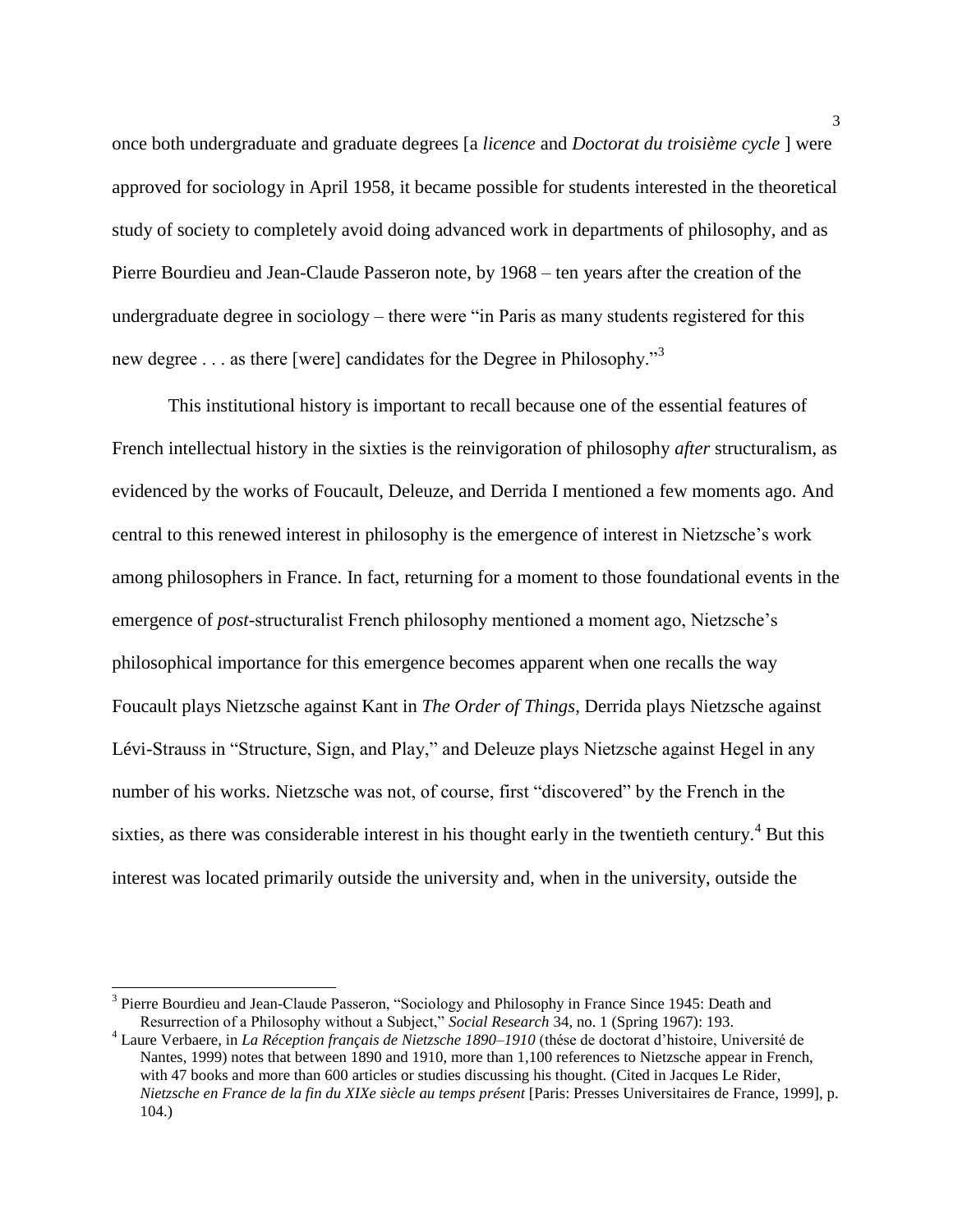once both undergraduate and graduate degrees [a *licence* and *Doctorat du troisième cycle* ] were approved for sociology in April 1958, it became possible for students interested in the theoretical study of society to completely avoid doing advanced work in departments of philosophy, and as Pierre Bourdieu and Jean-Claude Passeron note, by 1968 – ten years after the creation of the undergraduate degree in sociology – there were "in Paris as many students registered for this new degree . . . as there [were] candidates for the Degree in Philosophy."[3]

This institutional history is important to recall because one of the essential features of French intellectual history in the sixties is the reinvigoration of philosophy *after* structuralism, as evidenced by the works of Foucault, Deleuze, and Derrida I mentioned a few moments ago. And central to this renewed interest in philosophy is the emergence of interest in Nietzsche's work among philosophers in France. In fact, returning for a moment to those foundational events in the emergence of *post*-structuralist French philosophy mentioned a moment ago, Nietzsche's philosophical importance for this emergence becomes apparent when one recalls the way Foucault plays Nietzsche against Kant in *The Order of Things*, Derrida plays Nietzsche against Lévi-Strauss in "Structure, Sign, and Play," and Deleuze plays Nietzsche against Hegel in any number of his works. Nietzsche was not, of course, first "discovered" by the French in the sixties, as there was considerable interest in his thought early in the twentieth century.[4] But this interest was located primarily outside the university and, when in the university, outside the

---

[3] Pierre Bourdieu and Jean-Claude Passeron, "Sociology and Philosophy in France Since 1945: Death and Resurrection of a Philosophy without a Subject," *Social Research* 34, no. 1 (Spring 1967): 193.

[4] Laure Verbaere, in *La Réception français de Nietzsche 1890–1910* (thése de doctorat d'histoire, Université de Nantes, 1999) notes that between 1890 and 1910, more than 1,100 references to Nietzsche appear in French, with 47 books and more than 600 articles or studies discussing his thought. (Cited in Jacques Le Rider, *Nietzsche en France de la fin du XIXe siècle au temps présent* [Paris: Presses Universitaires de France, 1999], p. 104.)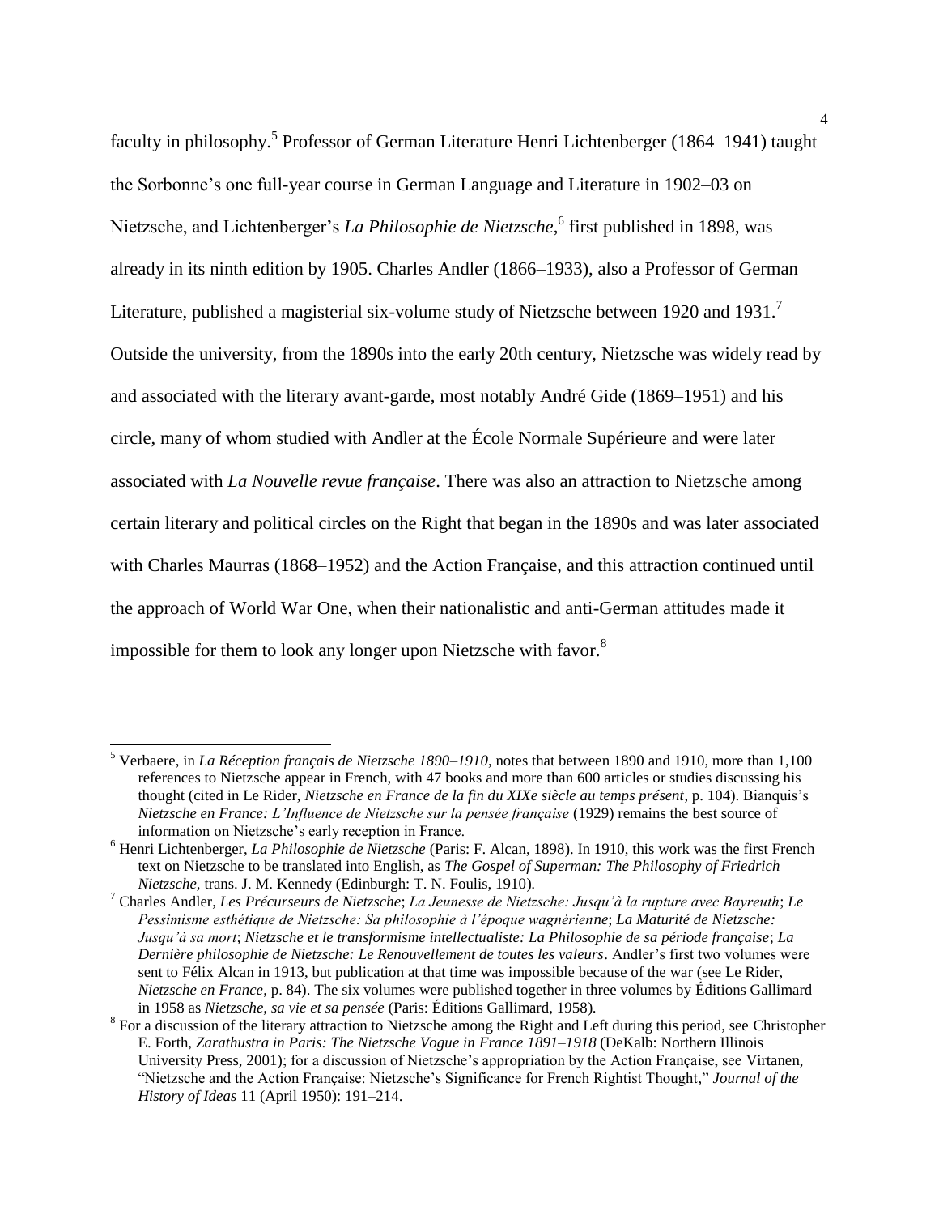faculty in philosophy.[5] Professor of German Literature Henri Lichtenberger (1864–1941) taught the Sorbonne's one full-year course in German Language and Literature in 1902–03 on Nietzsche, and Lichtenberger's *La Philosophie de Nietzsche*,[6] first published in 1898, was already in its ninth edition by 1905. Charles Andler (1866–1933), also a Professor of German Literature, published a magisterial six-volume study of Nietzsche between 1920 and 1931.[7] Outside the university, from the 1890s into the early 20th century, Nietzsche was widely read by and associated with the literary avant-garde, most notably André Gide (1869–1951) and his circle, many of whom studied with Andler at the École Normale Supérieure and were later associated with *La Nouvelle revue française*. There was also an attraction to Nietzsche among certain literary and political circles on the Right that began in the 1890s and was later associated with Charles Maurras (1868–1952) and the Action Française, and this attraction continued until the approach of World War One, when their nationalistic and anti-German attitudes made it impossible for them to look any longer upon Nietzsche with favor.[8]

---

[5] Verbaere, in *La Réception français de Nietzsche 1890–1910*, notes that between 1890 and 1910, more than 1,100 references to Nietzsche appear in French, with 47 books and more than 600 articles or studies discussing his thought (cited in Le Rider, *Nietzsche en France de la fin du XIXe siècle au temps présent*, p. 104). Bianquis's *Nietzsche en France: L'Influence de Nietzsche sur la pensée française* (1929) remains the best source of information on Nietzsche's early reception in France.

[6] Henri Lichtenberger, *La Philosophie de Nietzsche* (Paris: F. Alcan, 1898). In 1910, this work was the first French text on Nietzsche to be translated into English, as *The Gospel of Superman: The Philosophy of Friedrich Nietzsche,* trans. J. M. Kennedy (Edinburgh: T. N. Foulis, 1910).

[7] Charles Andler, *Les Précurseurs de Nietzsche*; *La Jeunesse de Nietzsche: Jusqu'à la rupture avec Bayreuth*; *Le Pessimisme esthétique de Nietzsche: Sa philosophie à l'époque wagnérienne*; *La Maturité de Nietzsche: Jusqu'à sa mort*; *Nietzsche et le transformisme intellectualiste: La Philosophie de sa période française*; *La Dernière philosophie de Nietzsche: Le Renouvellement de toutes les valeurs*. Andler's first two volumes were sent to Félix Alcan in 1913, but publication at that time was impossible because of the war (see Le Rider, *Nietzsche en France*, p. 84). The six volumes were published together in three volumes by Éditions Gallimard in 1958 as *Nietzsche, sa vie et sa pensée* (Paris: Éditions Gallimard, 1958).

[8] For a discussion of the literary attraction to Nietzsche among the Right and Left during this period, see Christopher E. Forth, *Zarathustra in Paris: The Nietzsche Vogue in France 1891–1918* (DeKalb: Northern Illinois University Press, 2001); for a discussion of Nietzsche's appropriation by the Action Française, see Virtanen, "Nietzsche and the Action Française: Nietzsche's Significance for French Rightist Thought," *Journal of the History of Ideas* 11 (April 1950): 191–214.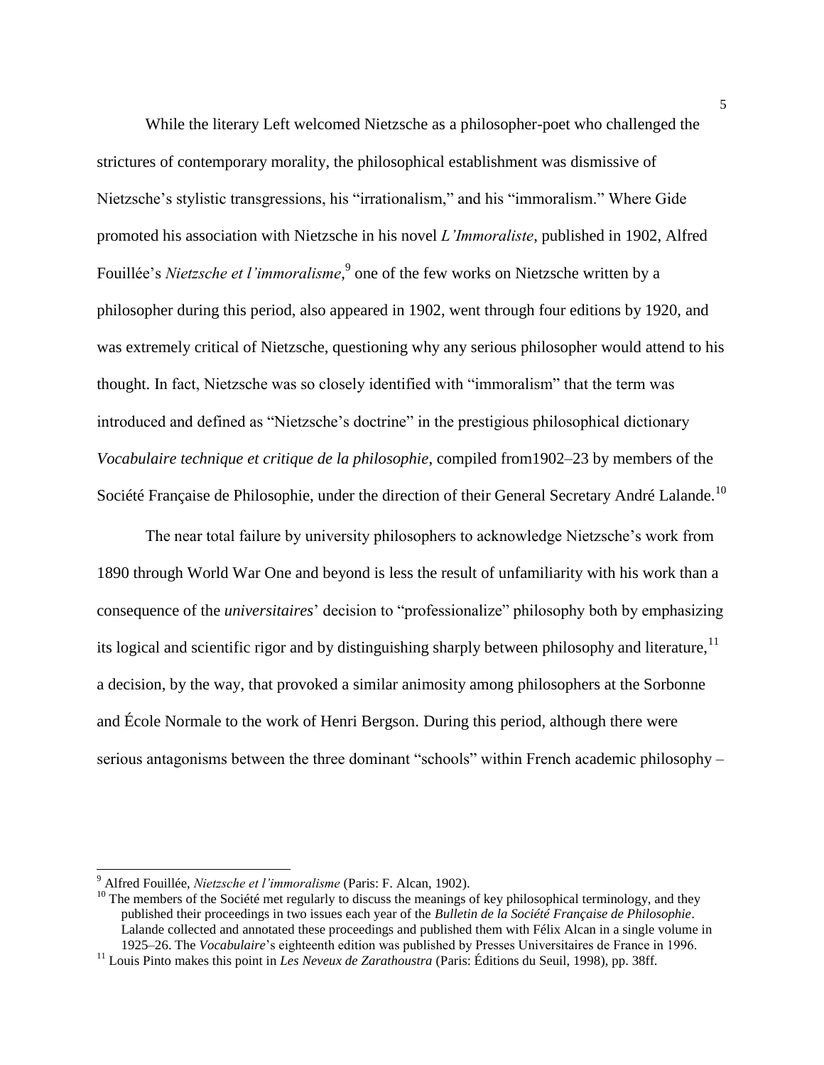While the literary Left welcomed Nietzsche as a philosopher-poet who challenged the strictures of contemporary morality, the philosophical establishment was dismissive of Nietzsche's stylistic transgressions, his "irrationalism," and his "immoralism." Where Gide promoted his association with Nietzsche in his novel *L'Immoraliste*, published in 1902, Alfred Fouillée's *Nietzsche et l'immoralisme*,[9] one of the few works on Nietzsche written by a philosopher during this period, also appeared in 1902, went through four editions by 1920, and was extremely critical of Nietzsche, questioning why any serious philosopher would attend to his thought. In fact, Nietzsche was so closely identified with "immoralism" that the term was introduced and defined as "Nietzsche's doctrine" in the prestigious philosophical dictionary *Vocabulaire technique et critique de la philosophie*, compiled from1902–23 by members of the Société Française de Philosophie, under the direction of their General Secretary André Lalande.[10]

The near total failure by university philosophers to acknowledge Nietzsche's work from 1890 through World War One and beyond is less the result of unfamiliarity with his work than a consequence of the *universitaires*' decision to "professionalize" philosophy both by emphasizing its logical and scientific rigor and by distinguishing sharply between philosophy and literature,[11] a decision, by the way, that provoked a similar animosity among philosophers at the Sorbonne and École Normale to the work of Henri Bergson. During this period, although there were serious antagonisms between the three dominant "schools" within French academic philosophy –

---

[9] Alfred Fouillée, *Nietzsche et l'immoralisme* (Paris: F. Alcan, 1902).

[10] The members of the Société met regularly to discuss the meanings of key philosophical terminology, and they published their proceedings in two issues each year of the *Bulletin de la Société Française de Philosophie*. Lalande collected and annotated these proceedings and published them with Félix Alcan in a single volume in 1925–26. The *Vocabulaire*'s eighteenth edition was published by Presses Universitaires de France in 1996.

[11] Louis Pinto makes this point in *Les Neveux de Zarathoustra* (Paris: Éditions du Seuil, 1998), pp. 38ff.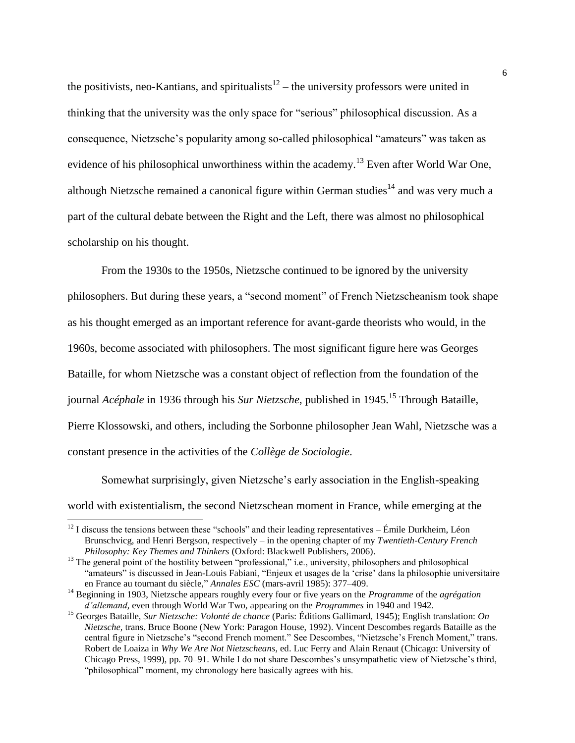the positivists, neo-Kantians, and spiritualists[12] – the university professors were united in thinking that the university was the only space for "serious" philosophical discussion. As a consequence, Nietzsche's popularity among so-called philosophical "amateurs" was taken as evidence of his philosophical unworthiness within the academy.[13] Even after World War One, although Nietzsche remained a canonical figure within German studies[14] and was very much a part of the cultural debate between the Right and the Left, there was almost no philosophical scholarship on his thought.

From the 1930s to the 1950s, Nietzsche continued to be ignored by the university philosophers. But during these years, a "second moment" of French Nietzscheanism took shape as his thought emerged as an important reference for avant-garde theorists who would, in the 1960s, become associated with philosophers. The most significant figure here was Georges Bataille, for whom Nietzsche was a constant object of reflection from the foundation of the journal *Acéphale* in 1936 through his *Sur Nietzsche*, published in 1945.[15] Through Bataille, Pierre Klossowski, and others, including the Sorbonne philosopher Jean Wahl, Nietzsche was a constant presence in the activities of the *Collège de Sociologie*.

Somewhat surprisingly, given Nietzsche's early association in the English-speaking world with existentialism, the second Nietzschean moment in France, while emerging at the

---

[12] I discuss the tensions between these "schools" and their leading representatives – Émile Durkheim, Léon Brunschvicg, and Henri Bergson, respectively – in the opening chapter of my *Twentieth-Century French Philosophy: Key Themes and Thinkers* (Oxford: Blackwell Publishers, 2006).

[13] The general point of the hostility between "professional," i.e., university, philosophers and philosophical "amateurs" is discussed in Jean-Louis Fabiani, "Enjeux et usages de la 'crise' dans la philosophie universitaire en France au tournant du siècle," *Annales ESC* (mars-avril 1985): 377–409.

[14] Beginning in 1903, Nietzsche appears roughly every four or five years on the *Programme* of the *agrégation d'allemand*, even through World War Two, appearing on the *Programmes* in 1940 and 1942.

[15] Georges Bataille, *Sur Nietzsche: Volonté de chance* (Paris: Éditions Gallimard, 1945); English translation: *On Nietzsche*, trans. Bruce Boone (New York: Paragon House, 1992). Vincent Descombes regards Bataille as the central figure in Nietzsche's "second French moment." See Descombes, "Nietzsche's French Moment," trans. Robert de Loaiza in *Why We Are Not Nietzscheans*, ed. Luc Ferry and Alain Renaut (Chicago: University of Chicago Press, 1999), pp. 70–91. While I do not share Descombes's unsympathetic view of Nietzsche's third, "philosophical" moment, my chronology here basically agrees with his.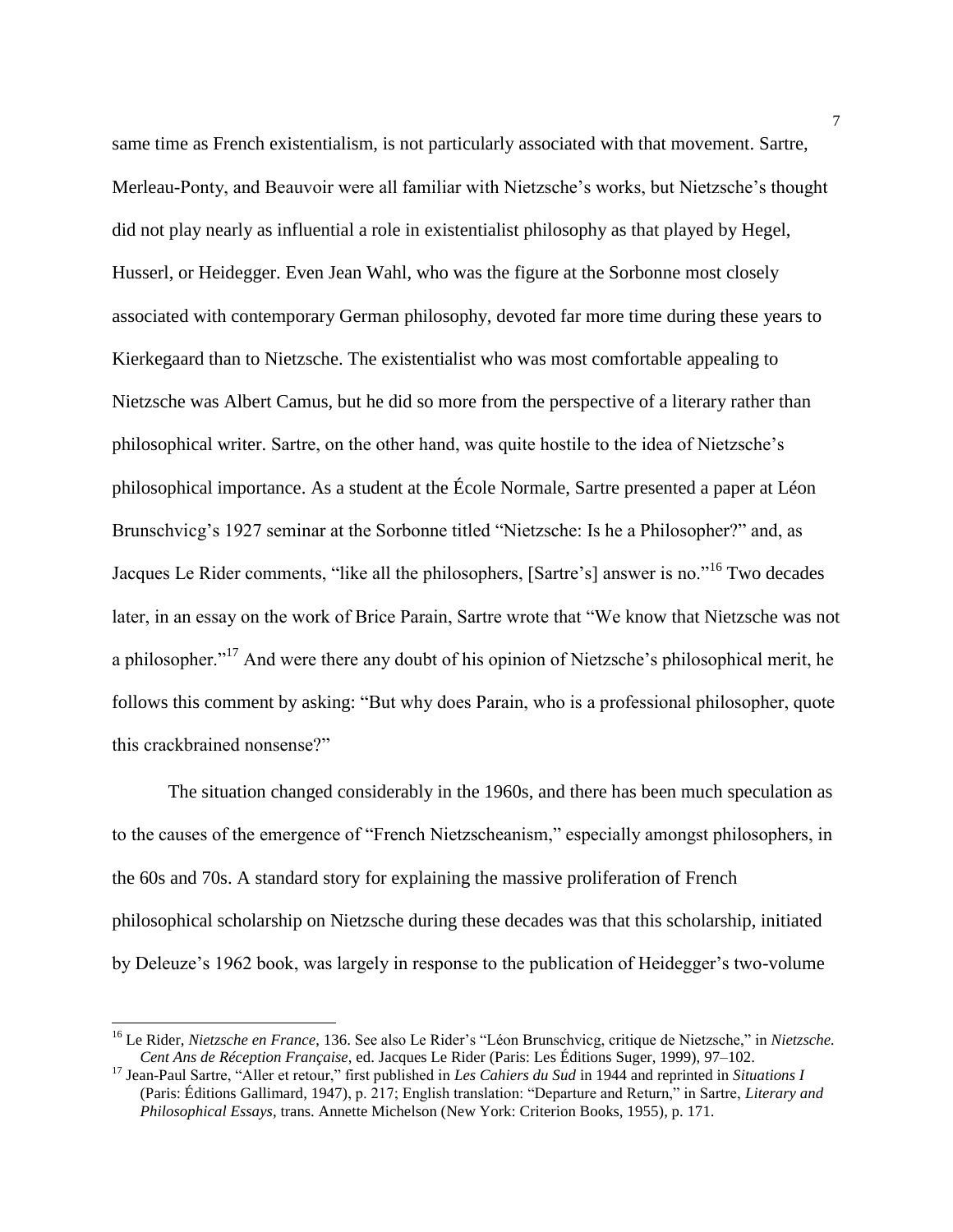same time as French existentialism, is not particularly associated with that movement. Sartre, Merleau-Ponty, and Beauvoir were all familiar with Nietzsche's works, but Nietzsche's thought did not play nearly as influential a role in existentialist philosophy as that played by Hegel, Husserl, or Heidegger. Even Jean Wahl, who was the figure at the Sorbonne most closely associated with contemporary German philosophy, devoted far more time during these years to Kierkegaard than to Nietzsche. The existentialist who was most comfortable appealing to Nietzsche was Albert Camus, but he did so more from the perspective of a literary rather than philosophical writer. Sartre, on the other hand, was quite hostile to the idea of Nietzsche's philosophical importance. As a student at the École Normale, Sartre presented a paper at Léon Brunschvicg's 1927 seminar at the Sorbonne titled "Nietzsche: Is he a Philosopher?" and, as Jacques Le Rider comments, "like all the philosophers, [Sartre's] answer is no."[16] Two decades later, in an essay on the work of Brice Parain, Sartre wrote that "We know that Nietzsche was not a philosopher."[17] And were there any doubt of his opinion of Nietzsche's philosophical merit, he follows this comment by asking: "But why does Parain, who is a professional philosopher, quote this crackbrained nonsense?"

The situation changed considerably in the 1960s, and there has been much speculation as to the causes of the emergence of "French Nietzscheanism," especially amongst philosophers, in the 60s and 70s. A standard story for explaining the massive proliferation of French philosophical scholarship on Nietzsche during these decades was that this scholarship, initiated by Deleuze's 1962 book, was largely in response to the publication of Heidegger's two-volume

---

[16] Le Rider, *Nietzsche en France*, 136. See also Le Rider's "Léon Brunschvicg, critique de Nietzsche," in *Nietzsche. Cent Ans de Réception Française*, ed. Jacques Le Rider (Paris: Les Éditions Suger, 1999), 97–102.

[17] Jean-Paul Sartre, "Aller et retour," first published in *Les Cahiers du Sud* in 1944 and reprinted in *Situations I* (Paris: Éditions Gallimard, 1947), p. 217; English translation: "Departure and Return," in Sartre, *Literary and Philosophical Essays*, trans. Annette Michelson (New York: Criterion Books, 1955), p. 171.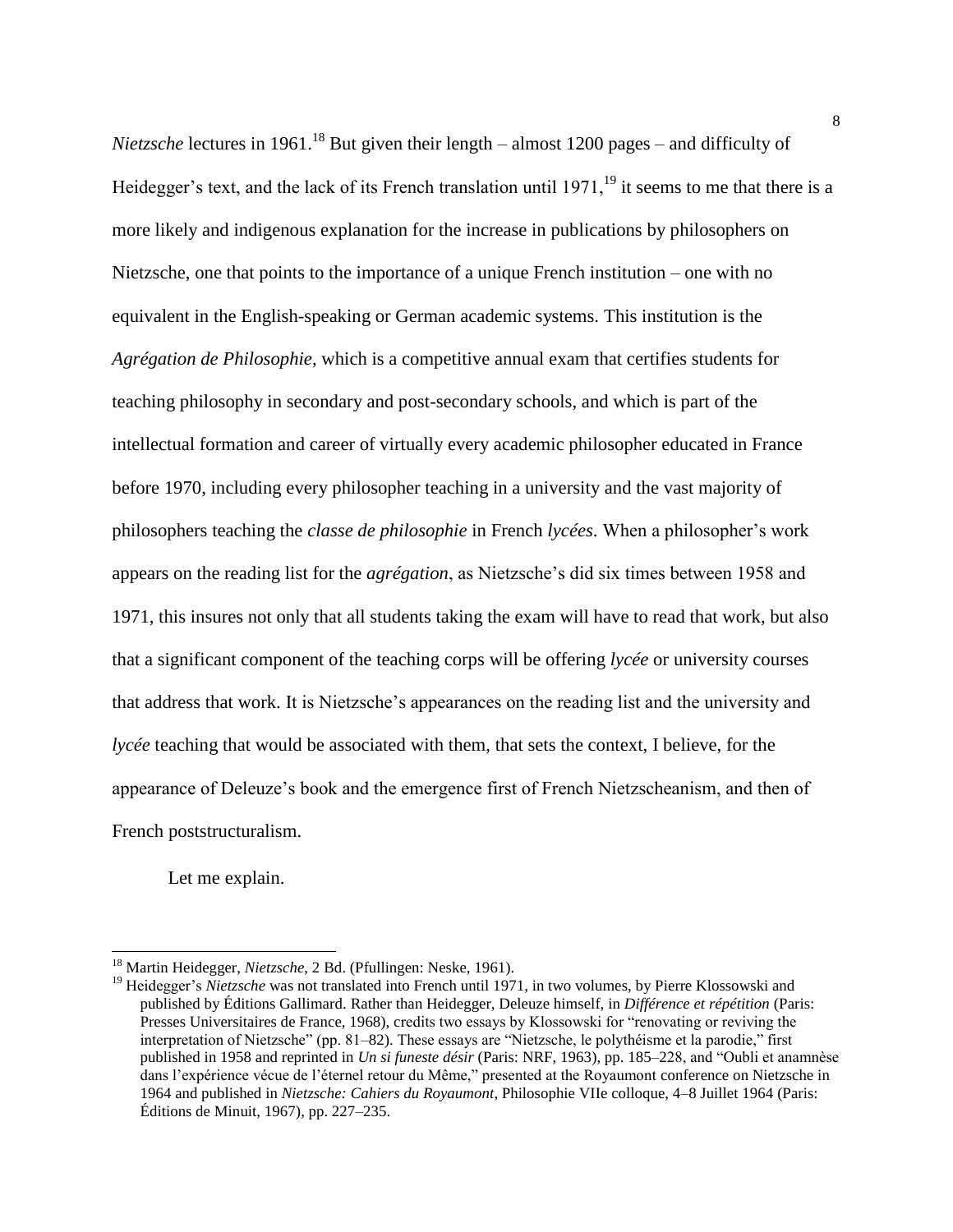*Nietzsche* lectures in 1961.[18] But given their length – almost 1200 pages – and difficulty of Heidegger's text, and the lack of its French translation until 1971,[19] it seems to me that there is a more likely and indigenous explanation for the increase in publications by philosophers on Nietzsche, one that points to the importance of a unique French institution – one with no equivalent in the English-speaking or German academic systems. This institution is the *Agrégation de Philosophie*, which is a competitive annual exam that certifies students for teaching philosophy in secondary and post-secondary schools, and which is part of the intellectual formation and career of virtually every academic philosopher educated in France before 1970, including every philosopher teaching in a university and the vast majority of philosophers teaching the *classe de philosophie* in French *lycées*. When a philosopher's work appears on the reading list for the *agrégation*, as Nietzsche's did six times between 1958 and 1971, this insures not only that all students taking the exam will have to read that work, but also that a significant component of the teaching corps will be offering *lycée* or university courses that address that work. It is Nietzsche's appearances on the reading list and the university and *lycée* teaching that would be associated with them, that sets the context, I believe, for the appearance of Deleuze's book and the emergence first of French Nietzscheanism, and then of French poststructuralism.

Let me explain.

---

[18] Martin Heidegger, *Nietzsche*, 2 Bd. (Pfullingen: Neske, 1961).

[19] Heidegger's *Nietzsche* was not translated into French until 1971, in two volumes, by Pierre Klossowski and published by Éditions Gallimard. Rather than Heidegger, Deleuze himself, in *Différence et répétition* (Paris: Presses Universitaires de France, 1968), credits two essays by Klossowski for "renovating or reviving the interpretation of Nietzsche" (pp. 81–82). These essays are "Nietzsche, le polythéisme et la parodie," first published in 1958 and reprinted in *Un si funeste désir* (Paris: NRF, 1963), pp. 185–228, and "Oubli et anamnèse dans l'expérience vécue de l'éternel retour du Même," presented at the Royaumont conference on Nietzsche in 1964 and published in *Nietzsche: Cahiers du Royaumont*, Philosophie VIIe colloque, 4–8 Juillet 1964 (Paris: Éditions de Minuit, 1967), pp. 227–235.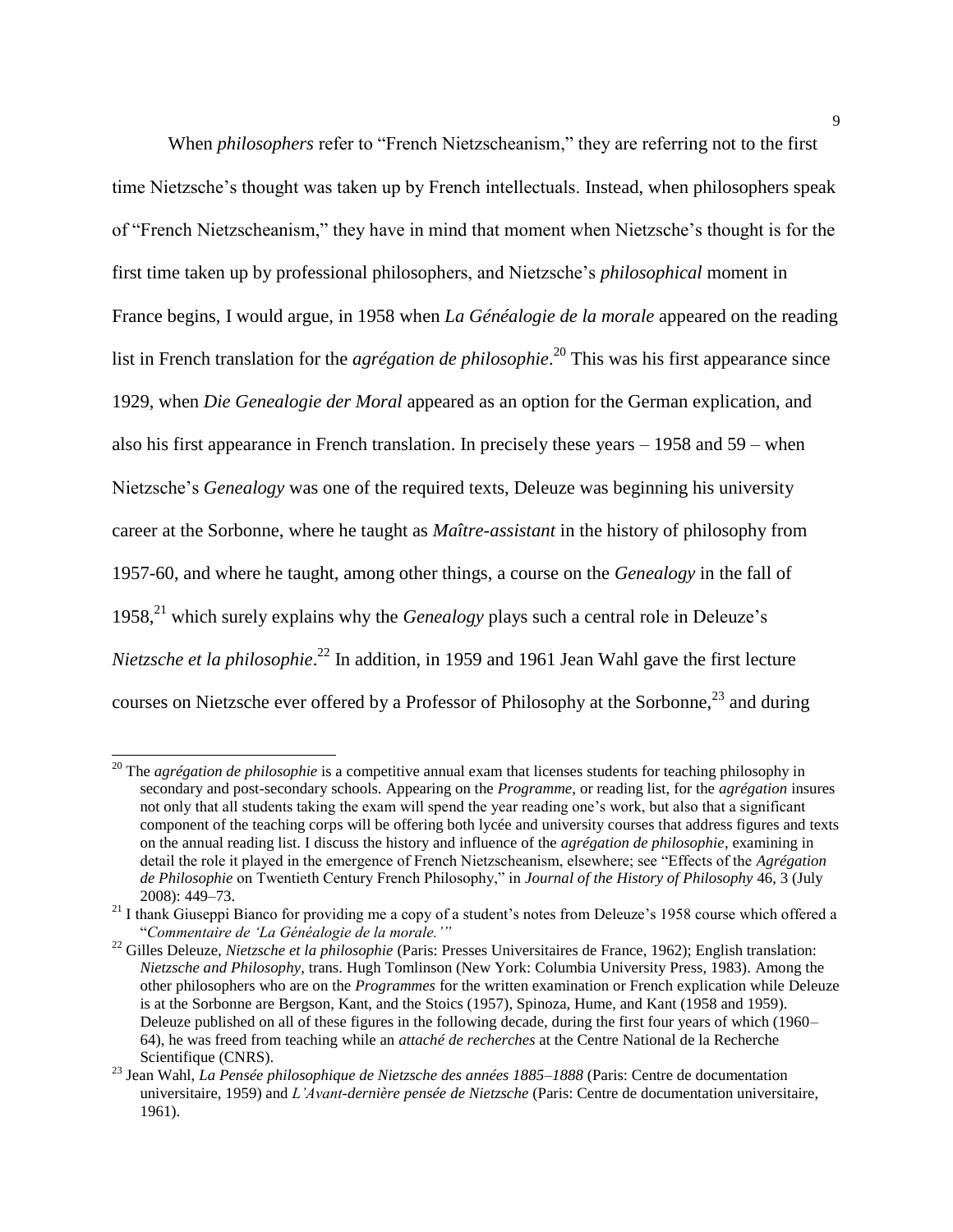When *philosophers* refer to "French Nietzscheanism," they are referring not to the first time Nietzsche's thought was taken up by French intellectuals. Instead, when philosophers speak of "French Nietzscheanism," they have in mind that moment when Nietzsche's thought is for the first time taken up by professional philosophers, and Nietzsche's *philosophical* moment in France begins, I would argue, in 1958 when *La Généalogie de la morale* appeared on the reading list in French translation for the *agrégation de philosophie*.[20] This was his first appearance since 1929, when *Die Genealogie der Moral* appeared as an option for the German explication, and also his first appearance in French translation. In precisely these years – 1958 and 59 – when Nietzsche's *Genealogy* was one of the required texts, Deleuze was beginning his university career at the Sorbonne, where he taught as *Maître-assistant* in the history of philosophy from 1957-60, and where he taught, among other things, a course on the *Genealogy* in the fall of 1958,[21] which surely explains why the *Genealogy* plays such a central role in Deleuze's *Nietzsche et la philosophie*.[22] In addition, in 1959 and 1961 Jean Wahl gave the first lecture courses on Nietzsche ever offered by a Professor of Philosophy at the Sorbonne,[23] and during

---

[20] The *agrégation de philosophie* is a competitive annual exam that licenses students for teaching philosophy in secondary and post-secondary schools. Appearing on the *Programme*, or reading list, for the *agrégation* insures not only that all students taking the exam will spend the year reading one's work, but also that a significant component of the teaching corps will be offering both lycée and university courses that address figures and texts on the annual reading list. I discuss the history and influence of the *agrégation de philosophie*, examining in detail the role it played in the emergence of French Nietzscheanism, elsewhere; see "Effects of the *Agrégation de Philosophie* on Twentieth Century French Philosophy," in *Journal of the History of Philosophy* 46, 3 (July 2008): 449–73.

[21] I thank Giuseppi Bianco for providing me a copy of a student's notes from Deleuze's 1958 course which offered a "*Commentaire de 'La Généalogie de la morale.'*"

[22] Gilles Deleuze, *Nietzsche et la philosophie* (Paris: Presses Universitaires de France, 1962); English translation: *Nietzsche and Philosophy*, trans. Hugh Tomlinson (New York: Columbia University Press, 1983). Among the other philosophers who are on the *Programmes* for the written examination or French explication while Deleuze is at the Sorbonne are Bergson, Kant, and the Stoics (1957), Spinoza, Hume, and Kant (1958 and 1959). Deleuze published on all of these figures in the following decade, during the first four years of which (1960–64), he was freed from teaching while an *attaché de recherches* at the Centre National de la Recherche Scientifique (CNRS).

[23] Jean Wahl, *La Pensée philosophique de Nietzsche des années 1885–1888* (Paris: Centre de documentation universitaire, 1959) and *L'Avant-dernière pensée de Nietzsche* (Paris: Centre de documentation universitaire, 1961).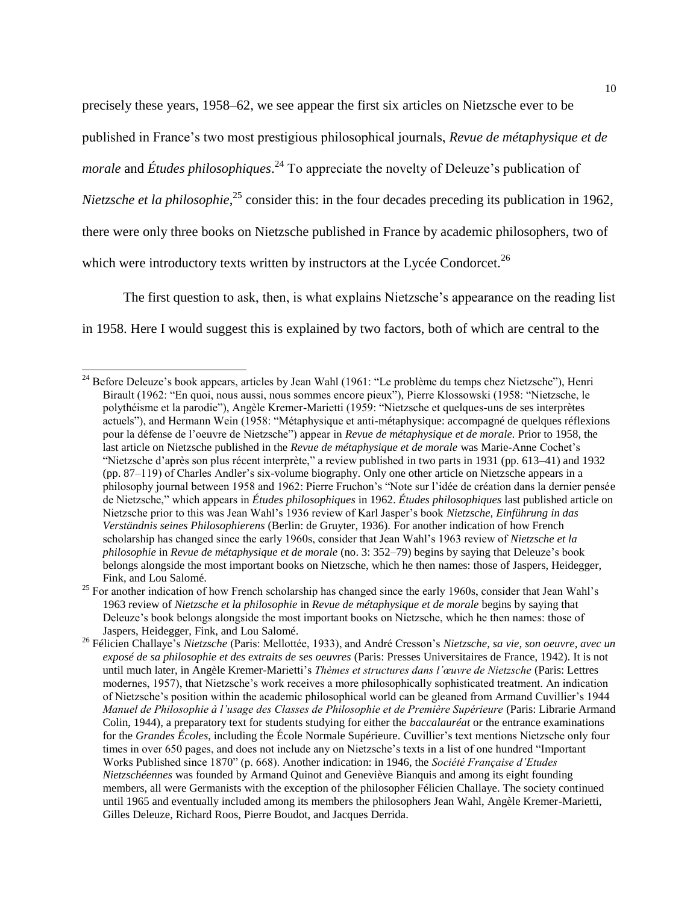precisely these years, 1958–62, we see appear the first six articles on Nietzsche ever to be published in France's two most prestigious philosophical journals, *Revue de métaphysique et de morale* and *Études philosophiques*.[24] To appreciate the novelty of Deleuze's publication of *Nietzsche et la philosophie*,[25] consider this: in the four decades preceding its publication in 1962, there were only three books on Nietzsche published in France by academic philosophers, two of which were introductory texts written by instructors at the Lycée Condorcet.[26]

The first question to ask, then, is what explains Nietzsche's appearance on the reading list in 1958. Here I would suggest this is explained by two factors, both of which are central to the

---

[24] Before Deleuze's book appears, articles by Jean Wahl (1961: "Le problème du temps chez Nietzsche"), Henri Birault (1962: "En quoi, nous aussi, nous sommes encore pieux"), Pierre Klossowski (1958: "Nietzsche, le polythéisme et la parodie"), Angèle Kremer-Marietti (1959: "Nietzsche et quelques-uns de ses interprètes actuels"), and Hermann Wein (1958: "Métaphysique et anti-métaphysique: accompagné de quelques réflexions pour la défense de l'oeuvre de Nietzsche") appear in *Revue de métaphysique et de morale*. Prior to 1958, the last article on Nietzsche published in the *Revue de métaphysique et de morale* was Marie-Anne Cochet's "Nietzsche d'après son plus récent interprète," a review published in two parts in 1931 (pp. 613–41) and 1932 (pp. 87–119) of Charles Andler's six-volume biography. Only one other article on Nietzsche appears in a philosophy journal between 1958 and 1962: Pierre Fruchon's "Note sur l'idée de création dans la dernier pensée de Nietzsche," which appears in *Études philosophiques* in 1962. *Études philosophiques* last published article on Nietzsche prior to this was Jean Wahl's 1936 review of Karl Jasper's book *Nietzsche, Einführung in das Verständnis seines Philosophierens* (Berlin: de Gruyter, 1936). For another indication of how French scholarship has changed since the early 1960s, consider that Jean Wahl's 1963 review of *Nietzsche et la philosophie* in *Revue de métaphysique et de morale* (no. 3: 352–79) begins by saying that Deleuze's book belongs alongside the most important books on Nietzsche, which he then names: those of Jaspers, Heidegger, Fink, and Lou Salomé.

[25] For another indication of how French scholarship has changed since the early 1960s, consider that Jean Wahl's 1963 review of *Nietzsche et la philosophie* in *Revue de métaphysique et de morale* begins by saying that Deleuze's book belongs alongside the most important books on Nietzsche, which he then names: those of Jaspers, Heidegger, Fink, and Lou Salomé.

[26] Félicien Challaye's *Nietzsche* (Paris: Mellottée, 1933), and André Cresson's *Nietzsche, sa vie, son oeuvre, avec un exposé de sa philosophie et des extraits de ses oeuvres* (Paris: Presses Universitaires de France, 1942). It is not until much later, in Angèle Kremer-Marietti's *Thèmes et structures dans l'œuvre de Nietzsche* (Paris: Lettres modernes, 1957), that Nietzsche's work receives a more philosophically sophisticated treatment. An indication of Nietzsche's position within the academic philosophical world can be gleaned from Armand Cuvillier's 1944 *Manuel de Philosophie à l'usage des Classes de Philosophie et de Première Supérieure* (Paris: Librarie Armand Colin, 1944), a preparatory text for students studying for either the *baccalauréat* or the entrance examinations for the *Grandes Écoles*, including the École Normale Supérieure. Cuvillier's text mentions Nietzsche only four times in over 650 pages, and does not include any on Nietzsche's texts in a list of one hundred "Important Works Published since 1870" (p. 668). Another indication: in 1946, the *Société Française d'Etudes Nietzschéennes* was founded by Armand Quinot and Geneviève Bianquis and among its eight founding members, all were Germanists with the exception of the philosopher Félicien Challaye. The society continued until 1965 and eventually included among its members the philosophers Jean Wahl, Angèle Kremer-Marietti, Gilles Deleuze, Richard Roos, Pierre Boudot, and Jacques Derrida.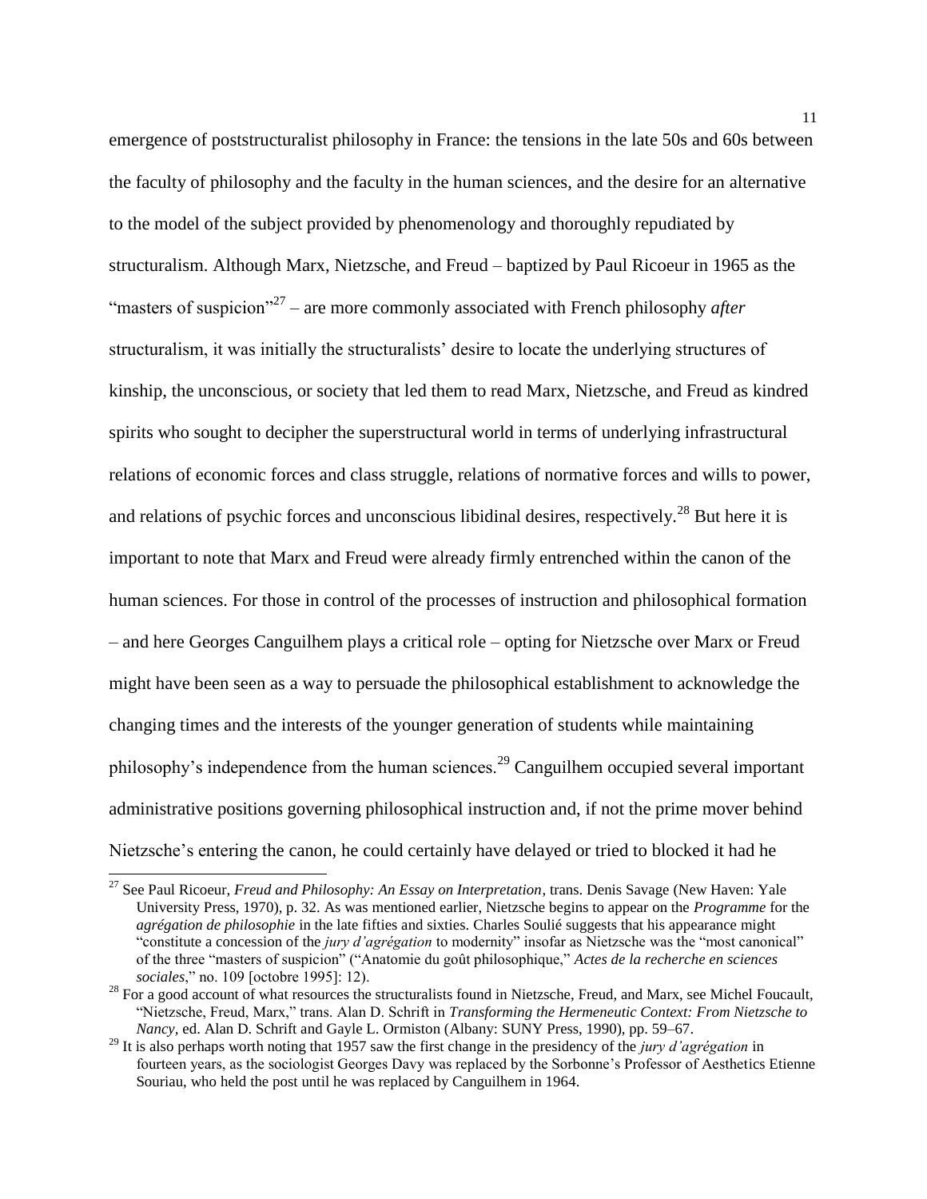emergence of poststructuralist philosophy in France: the tensions in the late 50s and 60s between the faculty of philosophy and the faculty in the human sciences, and the desire for an alternative to the model of the subject provided by phenomenology and thoroughly repudiated by structuralism. Although Marx, Nietzsche, and Freud – baptized by Paul Ricoeur in 1965 as the "masters of suspicion"[27] – are more commonly associated with French philosophy *after* structuralism, it was initially the structuralists' desire to locate the underlying structures of kinship, the unconscious, or society that led them to read Marx, Nietzsche, and Freud as kindred spirits who sought to decipher the superstructural world in terms of underlying infrastructural relations of economic forces and class struggle, relations of normative forces and wills to power, and relations of psychic forces and unconscious libidinal desires, respectively.[28] But here it is important to note that Marx and Freud were already firmly entrenched within the canon of the human sciences. For those in control of the processes of instruction and philosophical formation – and here Georges Canguilhem plays a critical role – opting for Nietzsche over Marx or Freud might have been seen as a way to persuade the philosophical establishment to acknowledge the changing times and the interests of the younger generation of students while maintaining philosophy's independence from the human sciences.[29] Canguilhem occupied several important administrative positions governing philosophical instruction and, if not the prime mover behind Nietzsche's entering the canon, he could certainly have delayed or tried to blocked it had he

---

[27] See Paul Ricoeur, *Freud and Philosophy: An Essay on Interpretation*, trans. Denis Savage (New Haven: Yale University Press, 1970), p. 32. As was mentioned earlier, Nietzsche begins to appear on the *Programme* for the *agrégation de philosophie* in the late fifties and sixties. Charles Soulié suggests that his appearance might "constitute a concession of the *jury d'agrégation* to modernity" insofar as Nietzsche was the "most canonical" of the three "masters of suspicion" ("Anatomie du goût philosophique," *Actes de la recherche en sciences sociales*," no. 109 [octobre 1995]: 12).

[28] For a good account of what resources the structuralists found in Nietzsche, Freud, and Marx, see Michel Foucault, "Nietzsche, Freud, Marx," trans. Alan D. Schrift in *Transforming the Hermeneutic Context: From Nietzsche to Nancy*, ed. Alan D. Schrift and Gayle L. Ormiston (Albany: SUNY Press, 1990), pp. 59–67.

[29] It is also perhaps worth noting that 1957 saw the first change in the presidency of the *jury d'agrégation* in fourteen years, as the sociologist Georges Davy was replaced by the Sorbonne's Professor of Aesthetics Etienne Souriau, who held the post until he was replaced by Canguilhem in 1964.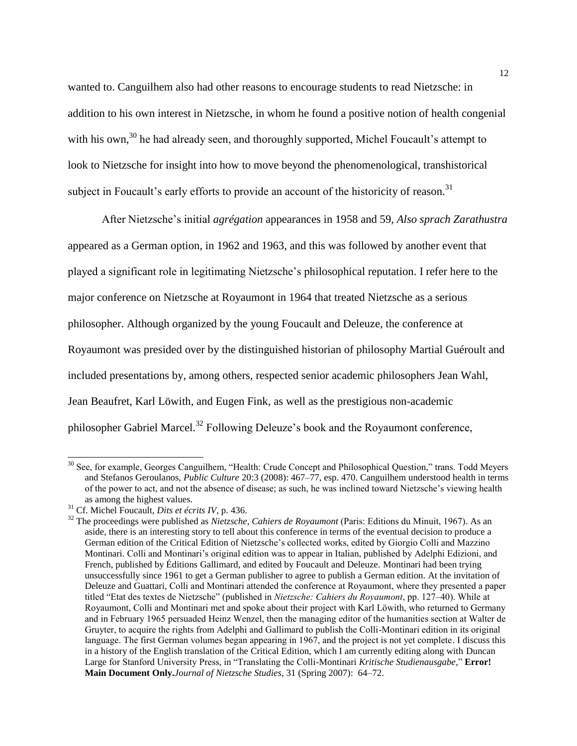wanted to. Canguilhem also had other reasons to encourage students to read Nietzsche: in addition to his own interest in Nietzsche, in whom he found a positive notion of health congenial with his own,[30] he had already seen, and thoroughly supported, Michel Foucault's attempt to look to Nietzsche for insight into how to move beyond the phenomenological, transhistorical subject in Foucault's early efforts to provide an account of the historicity of reason.[31]

After Nietzsche's initial *agrégation* appearances in 1958 and 59, *Also sprach Zarathustra* appeared as a German option, in 1962 and 1963, and this was followed by another event that played a significant role in legitimating Nietzsche's philosophical reputation. I refer here to the major conference on Nietzsche at Royaumont in 1964 that treated Nietzsche as a serious philosopher. Although organized by the young Foucault and Deleuze, the conference at Royaumont was presided over by the distinguished historian of philosophy Martial Guéroult and included presentations by, among others, respected senior academic philosophers Jean Wahl, Jean Beaufret, Karl Löwith, and Eugen Fink, as well as the prestigious non-academic philosopher Gabriel Marcel.[32] Following Deleuze's book and the Royaumont conference,

---

[30] See, for example, Georges Canguilhem, "Health: Crude Concept and Philosophical Question," trans. Todd Meyers and Stefanos Geroulanos, *Public Culture* 20:3 (2008): 467–77, esp. 470. Canguilhem understood health in terms of the power to act, and not the absence of disease; as such, he was inclined toward Nietzsche's viewing health as among the highest values.

[31] Cf. Michel Foucault, *Dits et écrits IV*, p. 436.

[32] The proceedings were published as *Nietzsche, Cahiers de Royaumont* (Paris: Editions du Minuit, 1967). As an aside, there is an interesting story to tell about this conference in terms of the eventual decision to produce a German edition of the Critical Edition of Nietzsche's collected works, edited by Giorgio Colli and Mazzino Montinari. Colli and Montinari's original edition was to appear in Italian, published by Adelphi Edizioni, and French, published by Éditions Gallimard, and edited by Foucault and Deleuze. Montinari had been trying unsuccessfully since 1961 to get a German publisher to agree to publish a German edition. At the invitation of Deleuze and Guattari, Colli and Montinari attended the conference at Royaumont, where they presented a paper titled "Etat des textes de Nietzsche" (published in *Nietzsche: Cahiers du Royaumont*, pp. 127–40). While at Royaumont, Colli and Montinari met and spoke about their project with Karl Löwith, who returned to Germany and in February 1965 persuaded Heinz Wenzel, then the managing editor of the humanities section at Walter de Gruyter, to acquire the rights from Adelphi and Gallimard to publish the Colli-Montinari edition in its original language. The first German volumes began appearing in 1967, and the project is not yet complete. I discuss this in a history of the English translation of the Critical Edition, which I am currently editing along with Duncan Large for Stanford University Press, in "Translating the Colli-Montinari *Kritische Studienausgabe*," **Error! Main Document Only.***Journal of Nietzsche Studies*, 31 (Spring 2007): 64–72.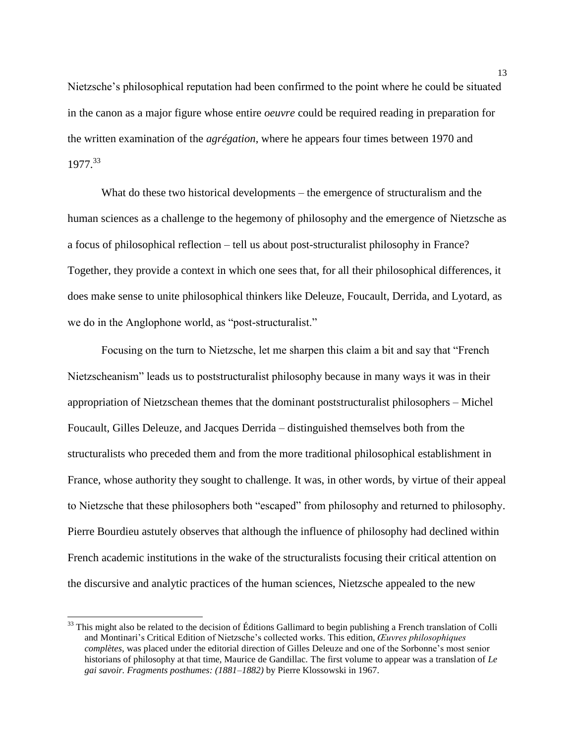Nietzsche's philosophical reputation had been confirmed to the point where he could be situated in the canon as a major figure whose entire *oeuvre* could be required reading in preparation for the written examination of the *agrégation*, where he appears four times between 1970 and 1977.[33]

What do these two historical developments – the emergence of structuralism and the human sciences as a challenge to the hegemony of philosophy and the emergence of Nietzsche as a focus of philosophical reflection – tell us about post-structuralist philosophy in France? Together, they provide a context in which one sees that, for all their philosophical differences, it does make sense to unite philosophical thinkers like Deleuze, Foucault, Derrida, and Lyotard, as we do in the Anglophone world, as "post-structuralist."

Focusing on the turn to Nietzsche, let me sharpen this claim a bit and say that "French Nietzscheanism" leads us to poststructuralist philosophy because in many ways it was in their appropriation of Nietzschean themes that the dominant poststructuralist philosophers – Michel Foucault, Gilles Deleuze, and Jacques Derrida – distinguished themselves both from the structuralists who preceded them and from the more traditional philosophical establishment in France, whose authority they sought to challenge. It was, in other words, by virtue of their appeal to Nietzsche that these philosophers both "escaped" from philosophy and returned to philosophy. Pierre Bourdieu astutely observes that although the influence of philosophy had declined within French academic institutions in the wake of the structuralists focusing their critical attention on the discursive and analytic practices of the human sciences, Nietzsche appealed to the new

[33] This might also be related to the decision of Éditions Gallimard to begin publishing a French translation of Colli and Montinari's Critical Edition of Nietzsche's collected works. This edition, *Œuvres philosophiques complètes*, was placed under the editorial direction of Gilles Deleuze and one of the Sorbonne's most senior historians of philosophy at that time, Maurice de Gandillac. The first volume to appear was a translation of *Le gai savoir. Fragments posthumes: (1881–1882)* by Pierre Klossowski in 1967.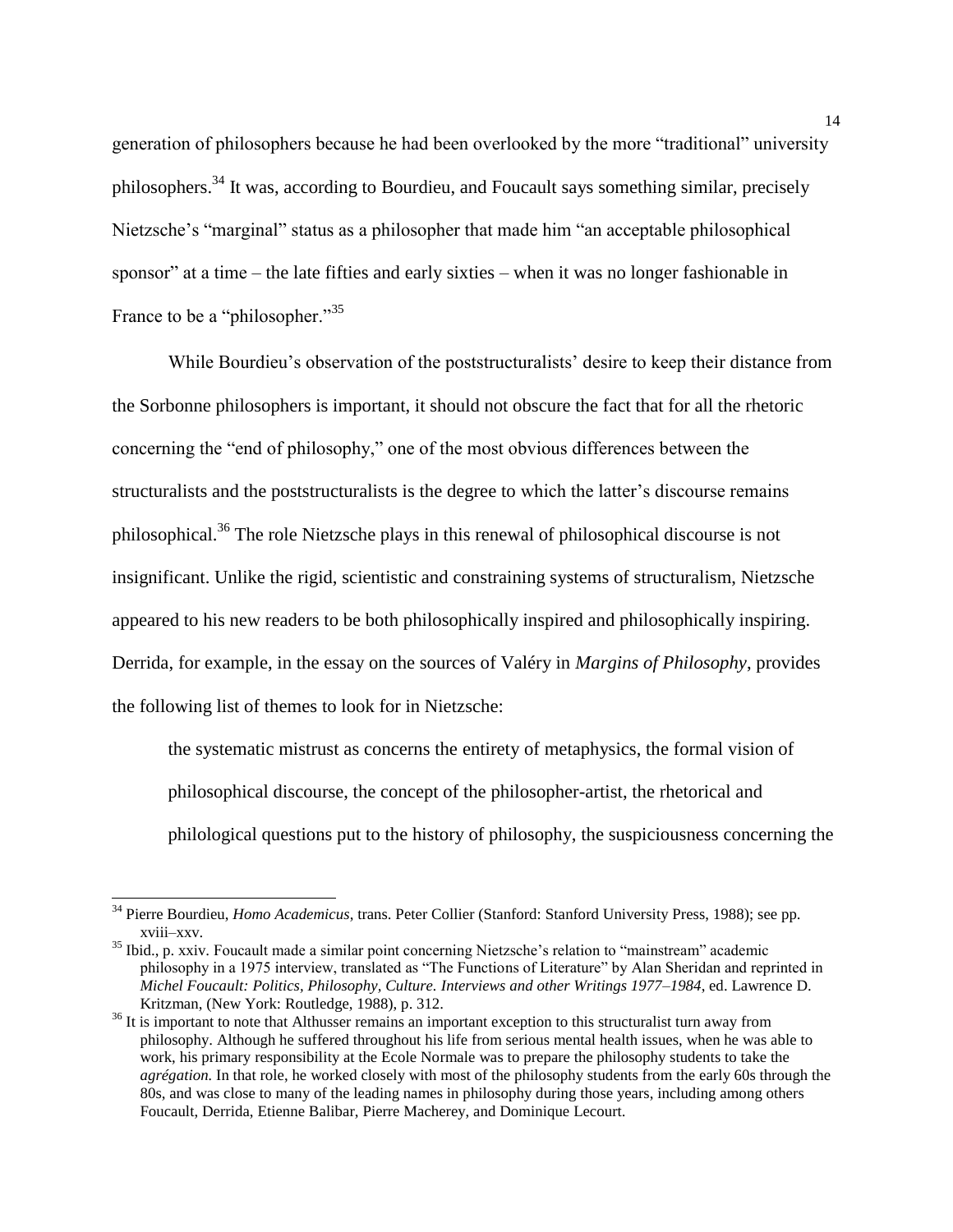generation of philosophers because he had been overlooked by the more "traditional" university philosophers.[34] It was, according to Bourdieu, and Foucault says something similar, precisely Nietzsche's "marginal" status as a philosopher that made him "an acceptable philosophical sponsor" at a time – the late fifties and early sixties – when it was no longer fashionable in France to be a "philosopher."[35]

While Bourdieu's observation of the poststructuralists' desire to keep their distance from the Sorbonne philosophers is important, it should not obscure the fact that for all the rhetoric concerning the "end of philosophy," one of the most obvious differences between the structuralists and the poststructuralists is the degree to which the latter's discourse remains philosophical.[36] The role Nietzsche plays in this renewal of philosophical discourse is not insignificant. Unlike the rigid, scientistic and constraining systems of structuralism, Nietzsche appeared to his new readers to be both philosophically inspired and philosophically inspiring. Derrida, for example, in the essay on the sources of Valéry in *Margins of Philosophy*, provides the following list of themes to look for in Nietzsche:

> the systematic mistrust as concerns the entirety of metaphysics, the formal vision of philosophical discourse, the concept of the philosopher-artist, the rhetorical and philological questions put to the history of philosophy, the suspiciousness concerning the

---

[34] Pierre Bourdieu, *Homo Academicus*, trans. Peter Collier (Stanford: Stanford University Press, 1988); see pp. xviii–xxv.

[35] Ibid., p. xxiv. Foucault made a similar point concerning Nietzsche's relation to "mainstream" academic philosophy in a 1975 interview, translated as "The Functions of Literature" by Alan Sheridan and reprinted in *Michel Foucault: Politics, Philosophy, Culture. Interviews and other Writings 1977–1984*, ed. Lawrence D. Kritzman, (New York: Routledge, 1988), p. 312.

[36] It is important to note that Althusser remains an important exception to this structuralist turn away from philosophy. Although he suffered throughout his life from serious mental health issues, when he was able to work, his primary responsibility at the Ecole Normale was to prepare the philosophy students to take the *agrégation.* In that role, he worked closely with most of the philosophy students from the early 60s through the 80s, and was close to many of the leading names in philosophy during those years, including among others Foucault, Derrida, Etienne Balibar, Pierre Macherey, and Dominique Lecourt.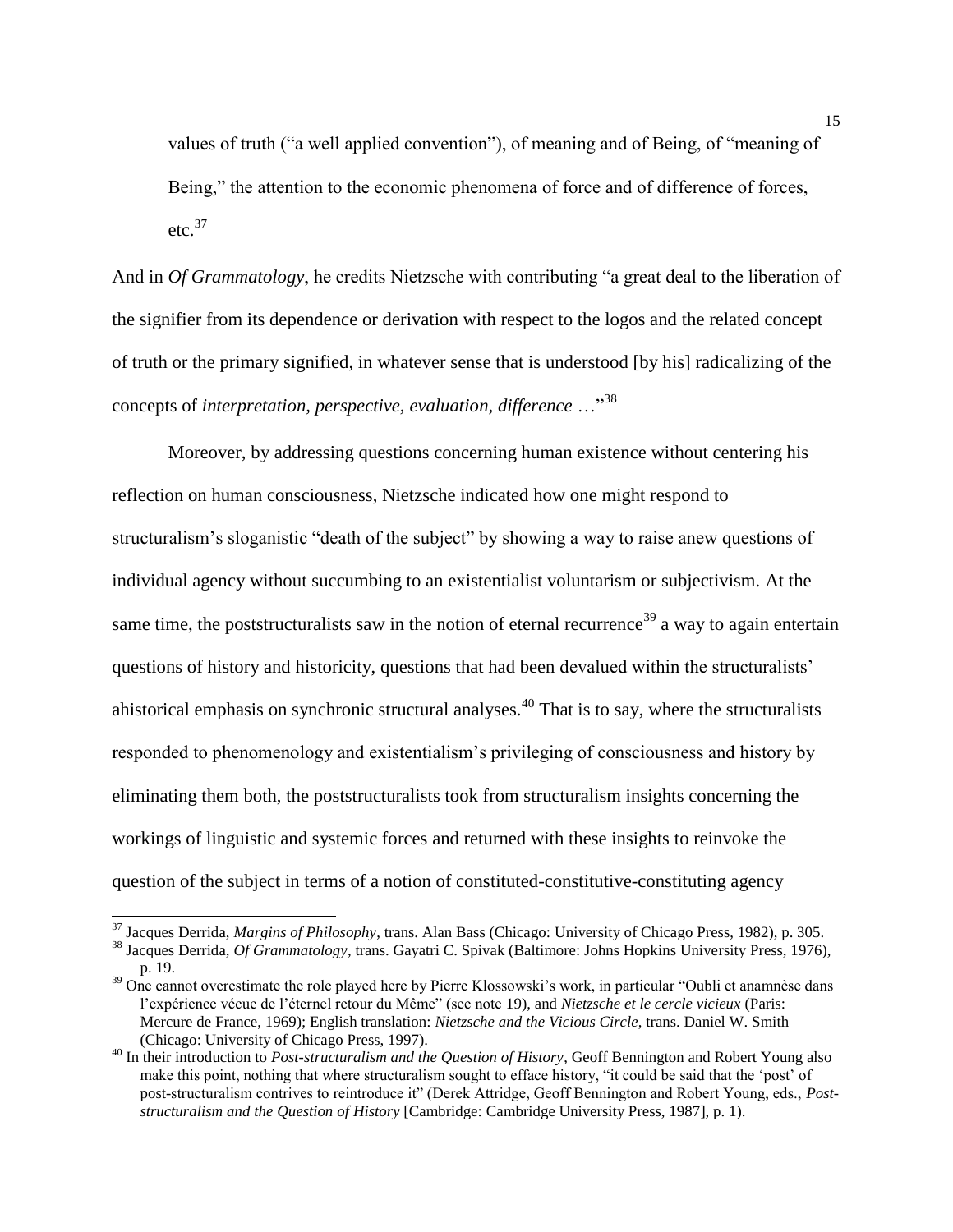> values of truth ("a well applied convention"), of meaning and of Being, of "meaning of Being," the attention to the economic phenomena of force and of difference of forces, etc.[37]

And in *Of Grammatology*, he credits Nietzsche with contributing "a great deal to the liberation of the signifier from its dependence or derivation with respect to the logos and the related concept of truth or the primary signified, in whatever sense that is understood [by his] radicalizing of the concepts of *interpretation, perspective, evaluation, difference* …"[38]

Moreover, by addressing questions concerning human existence without centering his reflection on human consciousness, Nietzsche indicated how one might respond to structuralism's sloganistic "death of the subject" by showing a way to raise anew questions of individual agency without succumbing to an existentialist voluntarism or subjectivism. At the same time, the poststructuralists saw in the notion of eternal recurrence[39] a way to again entertain questions of history and historicity, questions that had been devalued within the structuralists' ahistorical emphasis on synchronic structural analyses.[40] That is to say, where the structuralists responded to phenomenology and existentialism's privileging of consciousness and history by eliminating them both, the poststructuralists took from structuralism insights concerning the workings of linguistic and systemic forces and returned with these insights to reinvoke the question of the subject in terms of a notion of constituted-constitutive-constituting agency

---

[37] Jacques Derrida, *Margins of Philosophy*, trans. Alan Bass (Chicago: University of Chicago Press, 1982), p. 305.

[38] Jacques Derrida, *Of Grammatology*, trans. Gayatri C. Spivak (Baltimore: Johns Hopkins University Press, 1976), p. 19.

[39] One cannot overestimate the role played here by Pierre Klossowski's work, in particular "Oubli et anamnèse dans l'expérience vécue de l'éternel retour du Même" (see note 19), and *Nietzsche et le cercle vicieux* (Paris: Mercure de France, 1969); English translation: *Nietzsche and the Vicious Circle*, trans. Daniel W. Smith (Chicago: University of Chicago Press, 1997).

[40] In their introduction to *Post-structuralism and the Question of History*, Geoff Bennington and Robert Young also make this point, nothing that where structuralism sought to efface history, "it could be said that the 'post' of post-structuralism contrives to reintroduce it" (Derek Attridge, Geoff Bennington and Robert Young, eds., *Post-structuralism and the Question of History* [Cambridge: Cambridge University Press, 1987], p. 1).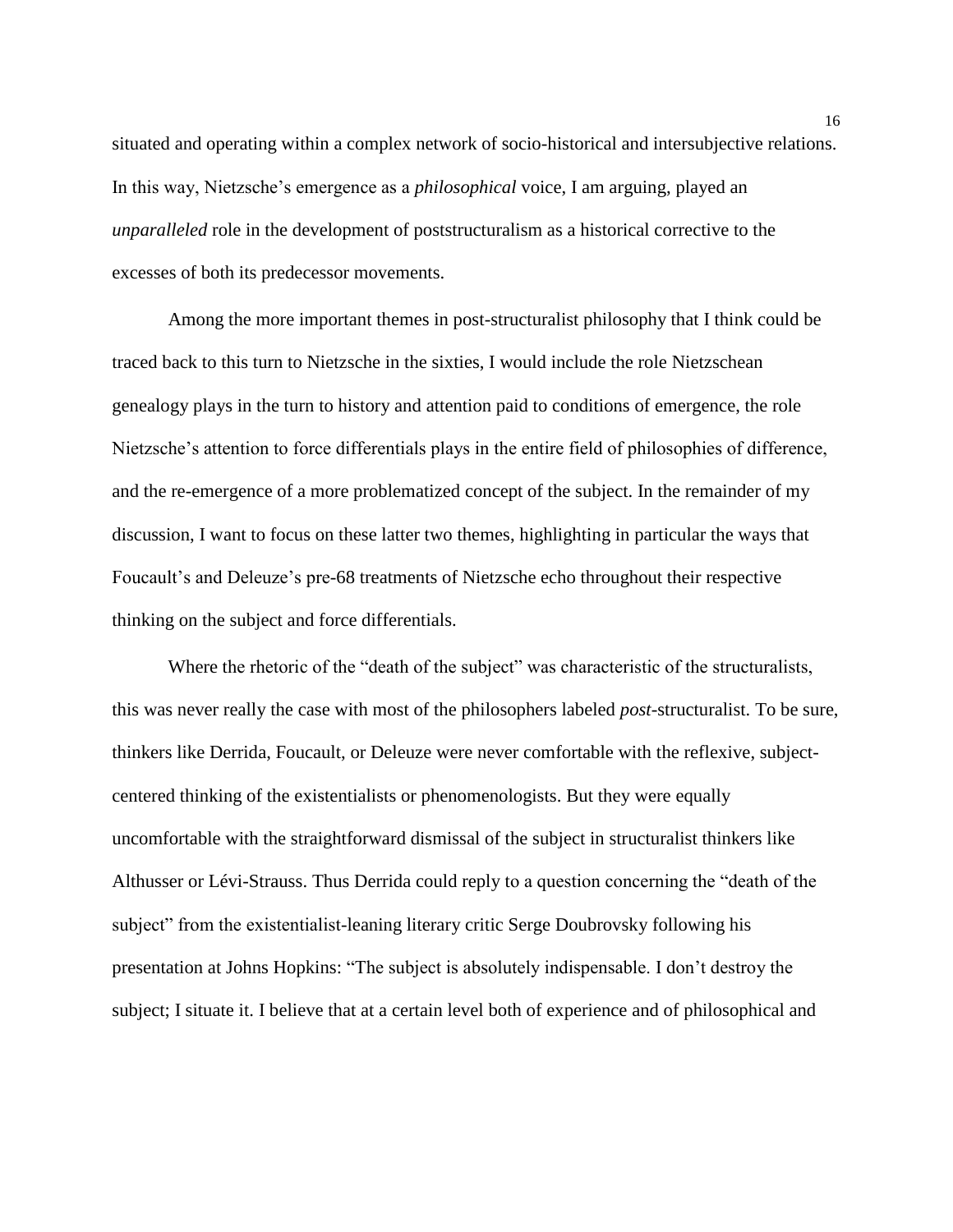situated and operating within a complex network of socio-historical and intersubjective relations. In this way, Nietzsche's emergence as a *philosophical* voice, I am arguing, played an *unparalleled* role in the development of poststructuralism as a historical corrective to the excesses of both its predecessor movements.

Among the more important themes in post-structuralist philosophy that I think could be traced back to this turn to Nietzsche in the sixties, I would include the role Nietzschean genealogy plays in the turn to history and attention paid to conditions of emergence, the role Nietzsche's attention to force differentials plays in the entire field of philosophies of difference, and the re-emergence of a more problematized concept of the subject. In the remainder of my discussion, I want to focus on these latter two themes, highlighting in particular the ways that Foucault's and Deleuze's pre-68 treatments of Nietzsche echo throughout their respective thinking on the subject and force differentials.

Where the rhetoric of the "death of the subject" was characteristic of the structuralists, this was never really the case with most of the philosophers labeled *post*-structuralist. To be sure, thinkers like Derrida, Foucault, or Deleuze were never comfortable with the reflexive, subject-centered thinking of the existentialists or phenomenologists. But they were equally uncomfortable with the straightforward dismissal of the subject in structuralist thinkers like Althusser or Lévi-Strauss. Thus Derrida could reply to a question concerning the "death of the subject" from the existentialist-leaning literary critic Serge Doubrovsky following his presentation at Johns Hopkins: "The subject is absolutely indispensable. I don't destroy the subject; I situate it. I believe that at a certain level both of experience and of philosophical and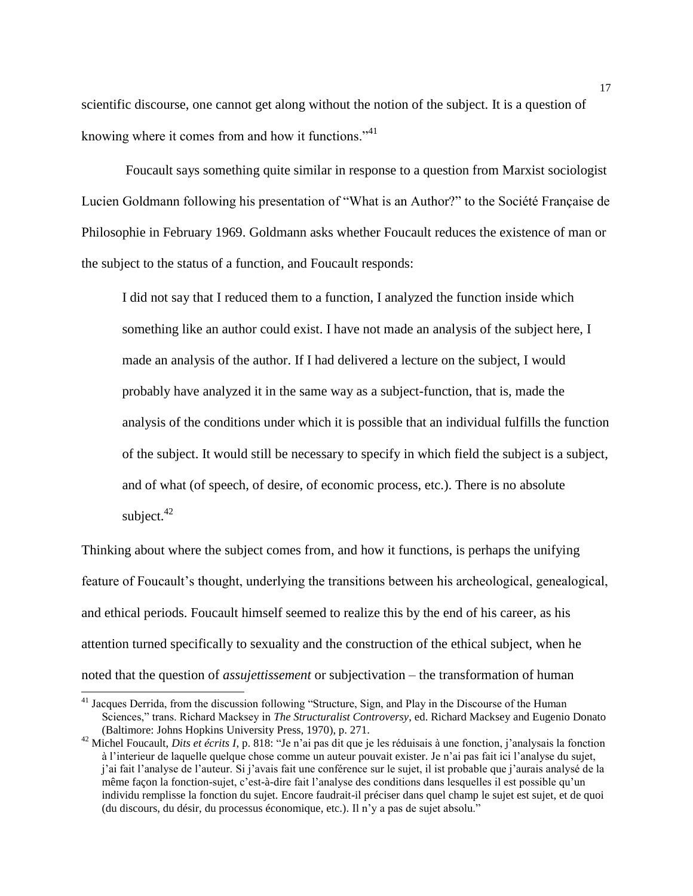scientific discourse, one cannot get along without the notion of the subject. It is a question of knowing where it comes from and how it functions."[41]

Foucault says something quite similar in response to a question from Marxist sociologist Lucien Goldmann following his presentation of "What is an Author?" to the Société Française de Philosophie in February 1969. Goldmann asks whether Foucault reduces the existence of man or the subject to the status of a function, and Foucault responds:

> I did not say that I reduced them to a function, I analyzed the function inside which something like an author could exist. I have not made an analysis of the subject here, I made an analysis of the author. If I had delivered a lecture on the subject, I would probably have analyzed it in the same way as a subject-function, that is, made the analysis of the conditions under which it is possible that an individual fulfills the function of the subject. It would still be necessary to specify in which field the subject is a subject, and of what (of speech, of desire, of economic process, etc.). There is no absolute subject.[42]

Thinking about where the subject comes from, and how it functions, is perhaps the unifying feature of Foucault's thought, underlying the transitions between his archeological, genealogical, and ethical periods. Foucault himself seemed to realize this by the end of his career, as his attention turned specifically to sexuality and the construction of the ethical subject, when he noted that the question of *assujettissement* or subjectivation – the transformation of human

---

[41] Jacques Derrida, from the discussion following "Structure, Sign, and Play in the Discourse of the Human Sciences," trans. Richard Macksey in *The Structuralist Controversy*, ed. Richard Macksey and Eugenio Donato (Baltimore: Johns Hopkins University Press, 1970), p. 271.

[42] Michel Foucault, *Dits et écrits I*, p. 818: "Je n'ai pas dit que je les réduisais à une fonction, j'analysais la fonction à l'interieur de laquelle quelque chose comme un auteur pouvait exister. Je n'ai pas fait ici l'analyse du sujet, j'ai fait l'analyse de l'auteur. Si j'avais fait une conférence sur le sujet, il ist probable que j'aurais analysé de la même façon la fonction-sujet, c'est-à-dire fait l'analyse des conditions dans lesquelles il est possible qu'un individu remplisse la fonction du sujet. Encore faudrait-il préciser dans quel champ le sujet est sujet, et de quoi (du discours, du désir, du processus économique, etc.). Il n'y a pas de sujet absolu."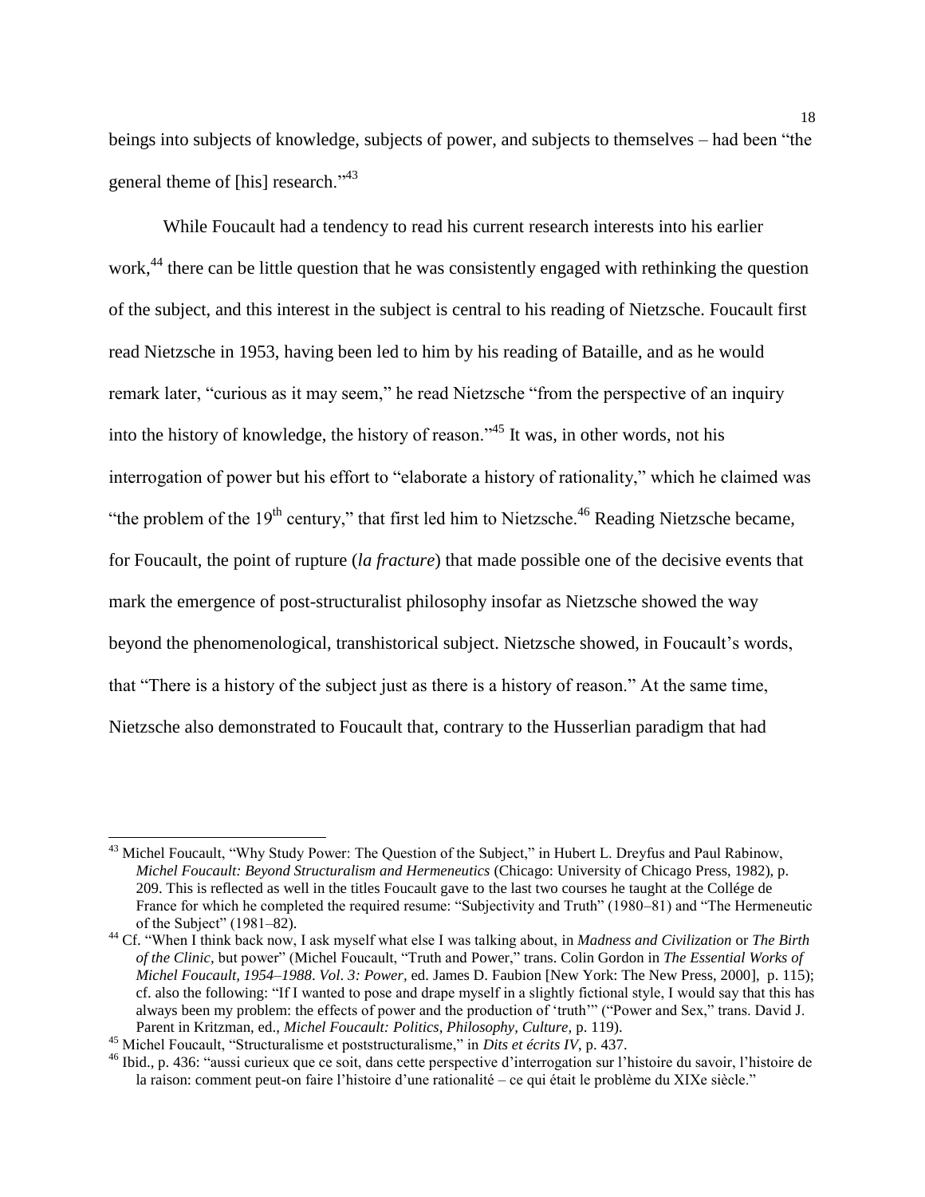beings into subjects of knowledge, subjects of power, and subjects to themselves – had been "the general theme of [his] research."[43]

While Foucault had a tendency to read his current research interests into his earlier work,[44] there can be little question that he was consistently engaged with rethinking the question of the subject, and this interest in the subject is central to his reading of Nietzsche. Foucault first read Nietzsche in 1953, having been led to him by his reading of Bataille, and as he would remark later, "curious as it may seem," he read Nietzsche "from the perspective of an inquiry into the history of knowledge, the history of reason."[45] It was, in other words, not his interrogation of power but his effort to "elaborate a history of rationality," which he claimed was "the problem of the 19th century," that first led him to Nietzsche.[46] Reading Nietzsche became, for Foucault, the point of rupture (*la fracture*) that made possible one of the decisive events that mark the emergence of post-structuralist philosophy insofar as Nietzsche showed the way beyond the phenomenological, transhistorical subject. Nietzsche showed, in Foucault's words, that "There is a history of the subject just as there is a history of reason." At the same time, Nietzsche also demonstrated to Foucault that, contrary to the Husserlian paradigm that had

---

[43] Michel Foucault, "Why Study Power: The Question of the Subject," in Hubert L. Dreyfus and Paul Rabinow, *Michel Foucault: Beyond Structuralism and Hermeneutics* (Chicago: University of Chicago Press, 1982), p. 209. This is reflected as well in the titles Foucault gave to the last two courses he taught at the Collége de France for which he completed the required resume: "Subjectivity and Truth" (1980–81) and "The Hermeneutic of the Subject" (1981–82).

[44] Cf. "When I think back now, I ask myself what else I was talking about, in *Madness and Civilization* or *The Birth of the Clinic*, but power" (Michel Foucault, "Truth and Power," trans. Colin Gordon in *The Essential Works of Michel Foucault, 1954–1988*. *Vol. 3: Power*, ed. James D. Faubion [New York: The New Press, 2000], p. 115); cf. also the following: "If I wanted to pose and drape myself in a slightly fictional style, I would say that this has always been my problem: the effects of power and the production of 'truth'" ("Power and Sex," trans. David J. Parent in Kritzman, ed., *Michel Foucault: Politics, Philosophy, Culture*, p. 119).

[45] Michel Foucault, "Structuralisme et poststructuralisme," in *Dits et écrits IV*, p. 437.

[46] Ibid., p. 436: "aussi curieux que ce soit, dans cette perspective d'interrogation sur l'histoire du savoir, l'histoire de la raison: comment peut-on faire l'histoire d'une rationalité – ce qui était le problème du XIXe siècle."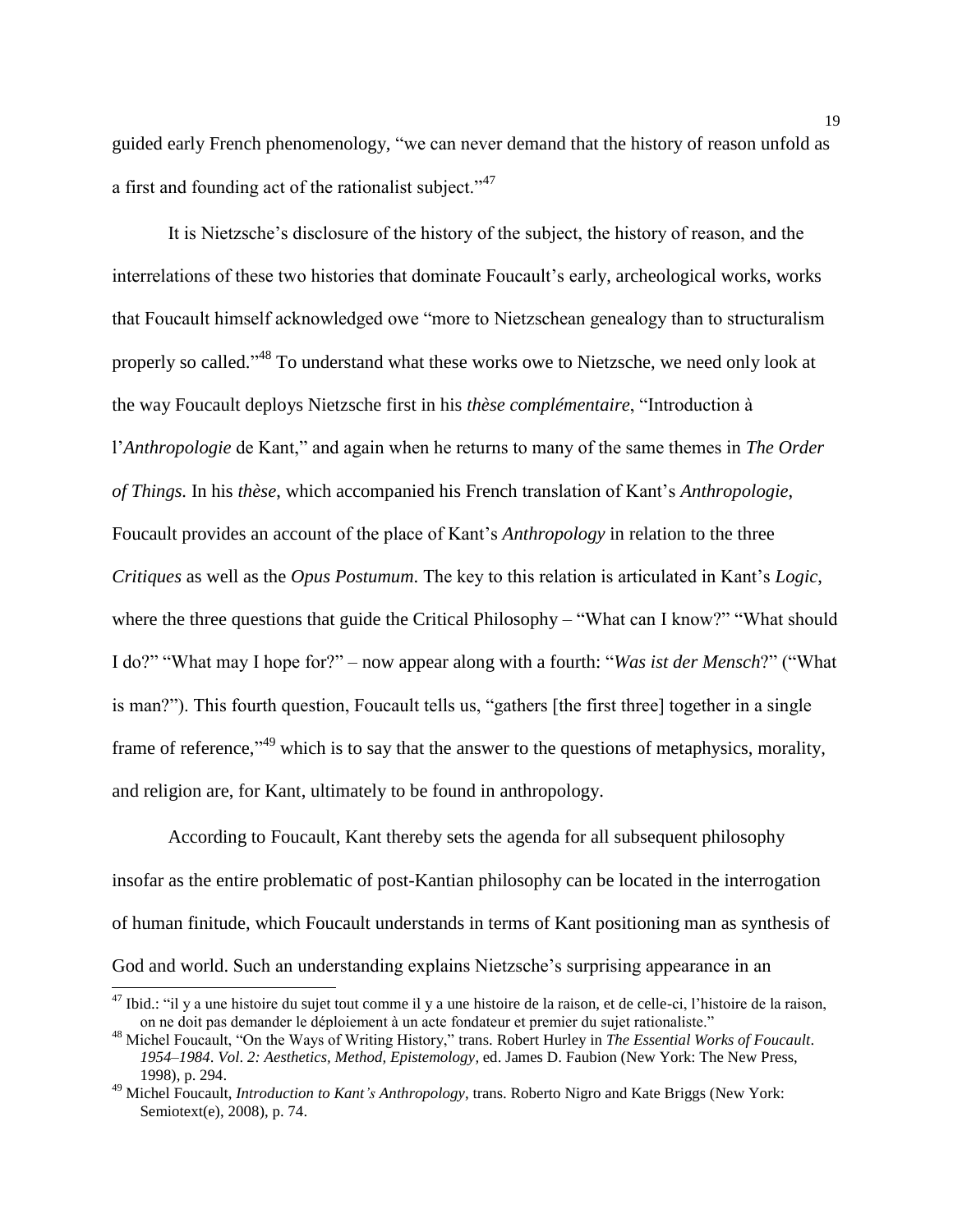guided early French phenomenology, "we can never demand that the history of reason unfold as a first and founding act of the rationalist subject."[47]

It is Nietzsche's disclosure of the history of the subject, the history of reason, and the interrelations of these two histories that dominate Foucault's early, archeological works, works that Foucault himself acknowledged owe "more to Nietzschean genealogy than to structuralism properly so called."[48] To understand what these works owe to Nietzsche, we need only look at the way Foucault deploys Nietzsche first in his *thèse complémentaire*, "Introduction à l'*Anthropologie* de Kant," and again when he returns to many of the same themes in *The Order of Things.* In his *thèse*, which accompanied his French translation of Kant's *Anthropologie*, Foucault provides an account of the place of Kant's *Anthropology* in relation to the three *Critiques* as well as the *Opus Postumum.* The key to this relation is articulated in Kant's *Logic*, where the three questions that guide the Critical Philosophy – "What can I know?" "What should I do?" "What may I hope for?" – now appear along with a fourth: "*Was ist der Mensch*?" ("What is man?"). This fourth question, Foucault tells us, "gathers [the first three] together in a single frame of reference,"[49] which is to say that the answer to the questions of metaphysics, morality, and religion are, for Kant, ultimately to be found in anthropology.

According to Foucault, Kant thereby sets the agenda for all subsequent philosophy insofar as the entire problematic of post-Kantian philosophy can be located in the interrogation of human finitude, which Foucault understands in terms of Kant positioning man as synthesis of God and world. Such an understanding explains Nietzsche's surprising appearance in an

---

[47] Ibid.: "il y a une histoire du sujet tout comme il y a une histoire de la raison, et de celle-ci, l'histoire de la raison, on ne doit pas demander le déploiement à un acte fondateur et premier du sujet rationaliste."

[48] Michel Foucault, "On the Ways of Writing History," trans. Robert Hurley in *The Essential Works of Foucault. 1954–1984. Vol. 2: Aesthetics, Method, Epistemology,* ed. James D. Faubion (New York: The New Press, 1998), p. 294.

[49] Michel Foucault, *Introduction to Kant's Anthropology*, trans. Roberto Nigro and Kate Briggs (New York: Semiotext(e), 2008), p. 74.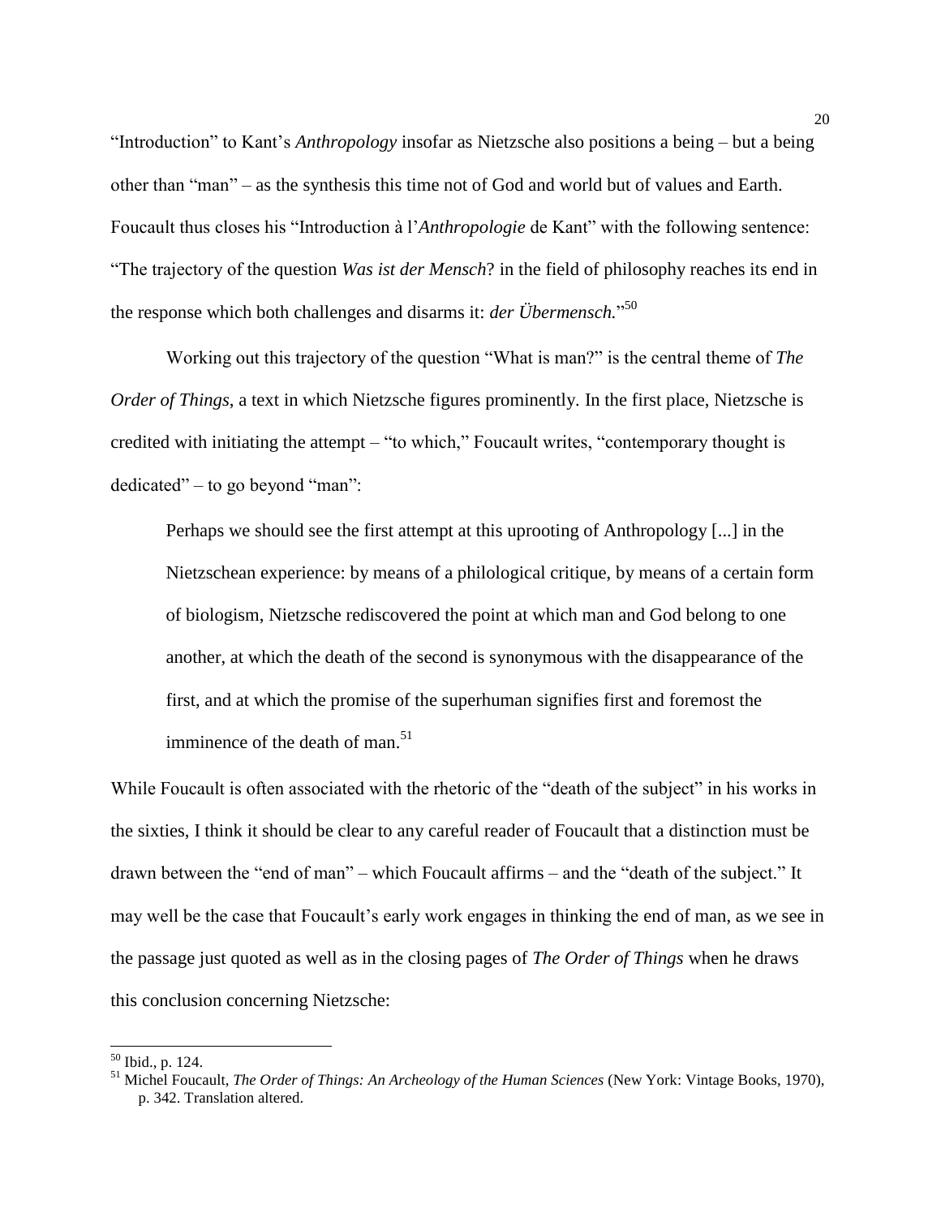"Introduction" to Kant's *Anthropology* insofar as Nietzsche also positions a being – but a being other than "man" – as the synthesis this time not of God and world but of values and Earth. Foucault thus closes his "Introduction à l'*Anthropologie* de Kant" with the following sentence: "The trajectory of the question *Was ist der Mensch*? in the field of philosophy reaches its end in the response which both challenges and disarms it: *der Übermensch.*"[50]

Working out this trajectory of the question "What is man?" is the central theme of *The Order of Things*, a text in which Nietzsche figures prominently. In the first place, Nietzsche is credited with initiating the attempt – "to which," Foucault writes, "contemporary thought is dedicated" – to go beyond "man":

> Perhaps we should see the first attempt at this uprooting of Anthropology [...] in the Nietzschean experience: by means of a philological critique, by means of a certain form of biologism, Nietzsche rediscovered the point at which man and God belong to one another, at which the death of the second is synonymous with the disappearance of the first, and at which the promise of the superhuman signifies first and foremost the imminence of the death of man.[51]

While Foucault is often associated with the rhetoric of the "death of the subject" in his works in the sixties, I think it should be clear to any careful reader of Foucault that a distinction must be drawn between the "end of man" – which Foucault affirms – and the "death of the subject." It may well be the case that Foucault's early work engages in thinking the end of man, as we see in the passage just quoted as well as in the closing pages of *The Order of Things* when he draws this conclusion concerning Nietzsche:

---

[50] Ibid., p. 124.

[51] Michel Foucault, *The Order of Things: An Archeology of the Human Sciences* (New York: Vintage Books, 1970), p. 342. Translation altered.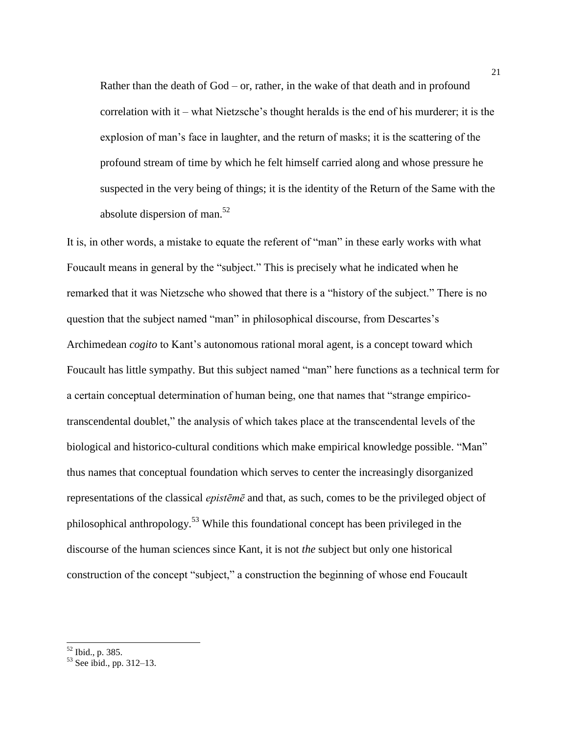> Rather than the death of God – or, rather, in the wake of that death and in profound correlation with it – what Nietzsche's thought heralds is the end of his murderer; it is the explosion of man's face in laughter, and the return of masks; it is the scattering of the profound stream of time by which he felt himself carried along and whose pressure he suspected in the very being of things; it is the identity of the Return of the Same with the absolute dispersion of man.[52]

It is, in other words, a mistake to equate the referent of "man" in these early works with what Foucault means in general by the "subject." This is precisely what he indicated when he remarked that it was Nietzsche who showed that there is a "history of the subject." There is no question that the subject named "man" in philosophical discourse, from Descartes's Archimedean *cogito* to Kant's autonomous rational moral agent, is a concept toward which Foucault has little sympathy. But this subject named "man" here functions as a technical term for a certain conceptual determination of human being, one that names that "strange empirico-transcendental doublet," the analysis of which takes place at the transcendental levels of the biological and historico-cultural conditions which make empirical knowledge possible. "Man" thus names that conceptual foundation which serves to center the increasingly disorganized representations of the classical *epistēmē* and that, as such, comes to be the privileged object of philosophical anthropology.[53] While this foundational concept has been privileged in the discourse of the human sciences since Kant, it is not *the* subject but only one historical construction of the concept "subject," a construction the beginning of whose end Foucault

[52] Ibid., p. 385.

[53] See ibid., pp. 312–13.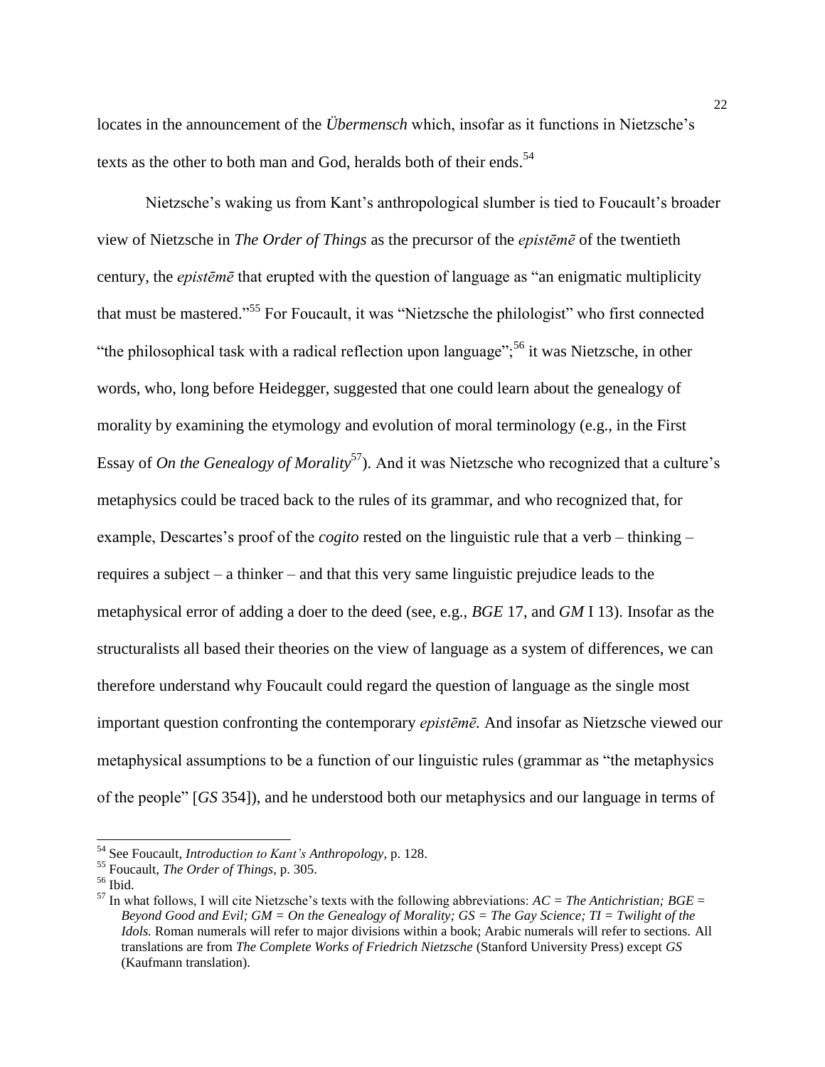locates in the announcement of the *Übermensch* which, insofar as it functions in Nietzsche's texts as the other to both man and God, heralds both of their ends.[54]

Nietzsche's waking us from Kant's anthropological slumber is tied to Foucault's broader view of Nietzsche in *The Order of Things* as the precursor of the *epistēmē* of the twentieth century, the *epistēmē* that erupted with the question of language as "an enigmatic multiplicity that must be mastered."[55] For Foucault, it was "Nietzsche the philologist" who first connected "the philosophical task with a radical reflection upon language";[56] it was Nietzsche, in other words, who, long before Heidegger, suggested that one could learn about the genealogy of morality by examining the etymology and evolution of moral terminology (e.g., in the First Essay of *On the Genealogy of Morality*[57]). And it was Nietzsche who recognized that a culture's metaphysics could be traced back to the rules of its grammar, and who recognized that, for example, Descartes's proof of the *cogito* rested on the linguistic rule that a verb – thinking – requires a subject – a thinker – and that this very same linguistic prejudice leads to the metaphysical error of adding a doer to the deed (see, e.g., *BGE* 17, and *GM* I 13). Insofar as the structuralists all based their theories on the view of language as a system of differences, we can therefore understand why Foucault could regard the question of language as the single most important question confronting the contemporary *epistēmē.* And insofar as Nietzsche viewed our metaphysical assumptions to be a function of our linguistic rules (grammar as "the metaphysics of the people" [*GS* 354]), and he understood both our metaphysics and our language in terms of

---

[54] See Foucault, *Introduction to Kant's Anthropology*, p. 128.

[55] Foucault, *The Order of Things*, p. 305.

[56] Ibid.

[57] In what follows, I will cite Nietzsche's texts with the following abbreviations: *AC = The Antichristian; BGE = Beyond Good and Evil; GM = On the Genealogy of Morality; GS = The Gay Science; TI = Twilight of the Idols.* Roman numerals will refer to major divisions within a book; Arabic numerals will refer to sections. All translations are from *The Complete Works of Friedrich Nietzsche* (Stanford University Press) except *GS* (Kaufmann translation).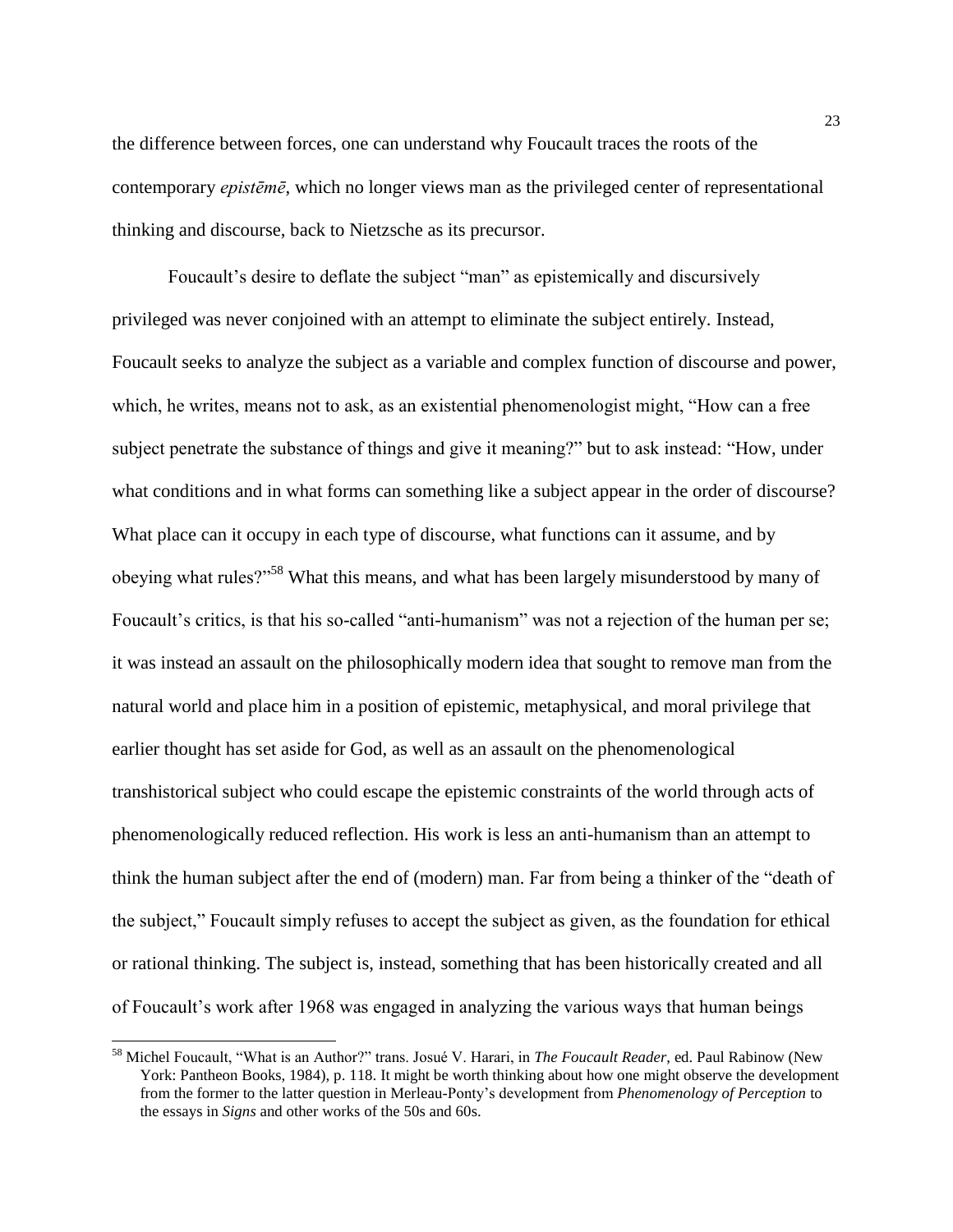the difference between forces, one can understand why Foucault traces the roots of the contemporary *epistēmē*, which no longer views man as the privileged center of representational thinking and discourse, back to Nietzsche as its precursor.

Foucault's desire to deflate the subject "man" as epistemically and discursively privileged was never conjoined with an attempt to eliminate the subject entirely. Instead, Foucault seeks to analyze the subject as a variable and complex function of discourse and power, which, he writes, means not to ask, as an existential phenomenologist might, "How can a free subject penetrate the substance of things and give it meaning?" but to ask instead: "How, under what conditions and in what forms can something like a subject appear in the order of discourse? What place can it occupy in each type of discourse, what functions can it assume, and by obeying what rules?"[58] What this means, and what has been largely misunderstood by many of Foucault's critics, is that his so-called "anti-humanism" was not a rejection of the human per se; it was instead an assault on the philosophically modern idea that sought to remove man from the natural world and place him in a position of epistemic, metaphysical, and moral privilege that earlier thought has set aside for God, as well as an assault on the phenomenological transhistorical subject who could escape the epistemic constraints of the world through acts of phenomenologically reduced reflection. His work is less an anti-humanism than an attempt to think the human subject after the end of (modern) man. Far from being a thinker of the "death of the subject," Foucault simply refuses to accept the subject as given, as the foundation for ethical or rational thinking. The subject is, instead, something that has been historically created and all of Foucault's work after 1968 was engaged in analyzing the various ways that human beings

[58] Michel Foucault, "What is an Author?" trans. Josué V. Harari, in *The Foucault Reader*, ed. Paul Rabinow (New York: Pantheon Books, 1984), p. 118. It might be worth thinking about how one might observe the development from the former to the latter question in Merleau-Ponty's development from *Phenomenology of Perception* to the essays in *Signs* and other works of the 50s and 60s.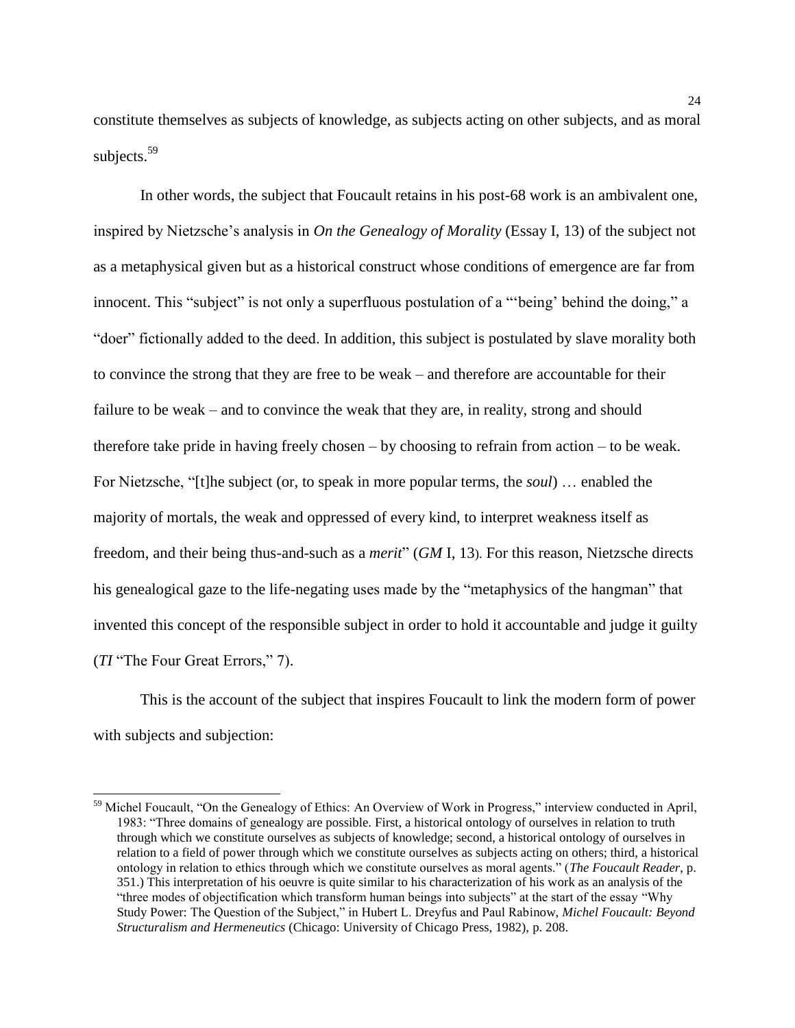constitute themselves as subjects of knowledge, as subjects acting on other subjects, and as moral subjects.[59]

In other words, the subject that Foucault retains in his post-68 work is an ambivalent one, inspired by Nietzsche's analysis in *On the Genealogy of Morality* (Essay I, 13) of the subject not as a metaphysical given but as a historical construct whose conditions of emergence are far from innocent. This "subject" is not only a superfluous postulation of a "'being' behind the doing," a "doer" fictionally added to the deed. In addition, this subject is postulated by slave morality both to convince the strong that they are free to be weak – and therefore are accountable for their failure to be weak – and to convince the weak that they are, in reality, strong and should therefore take pride in having freely chosen – by choosing to refrain from action – to be weak. For Nietzsche, "[t]he subject (or, to speak in more popular terms, the *soul*) … enabled the majority of mortals, the weak and oppressed of every kind, to interpret weakness itself as freedom, and their being thus-and-such as a *merit*" (*GM* I, 13). For this reason, Nietzsche directs his genealogical gaze to the life-negating uses made by the "metaphysics of the hangman" that invented this concept of the responsible subject in order to hold it accountable and judge it guilty (*TI* "The Four Great Errors," 7).

This is the account of the subject that inspires Foucault to link the modern form of power with subjects and subjection:

---

[59] Michel Foucault, "On the Genealogy of Ethics: An Overview of Work in Progress," interview conducted in April, 1983: "Three domains of genealogy are possible. First, a historical ontology of ourselves in relation to truth through which we constitute ourselves as subjects of knowledge; second, a historical ontology of ourselves in relation to a field of power through which we constitute ourselves as subjects acting on others; third, a historical ontology in relation to ethics through which we constitute ourselves as moral agents." (*The Foucault Reader*, p. 351.) This interpretation of his oeuvre is quite similar to his characterization of his work as an analysis of the "three modes of objectification which transform human beings into subjects" at the start of the essay "Why Study Power: The Question of the Subject," in Hubert L. Dreyfus and Paul Rabinow, *Michel Foucault: Beyond Structuralism and Hermeneutics* (Chicago: University of Chicago Press, 1982), p. 208.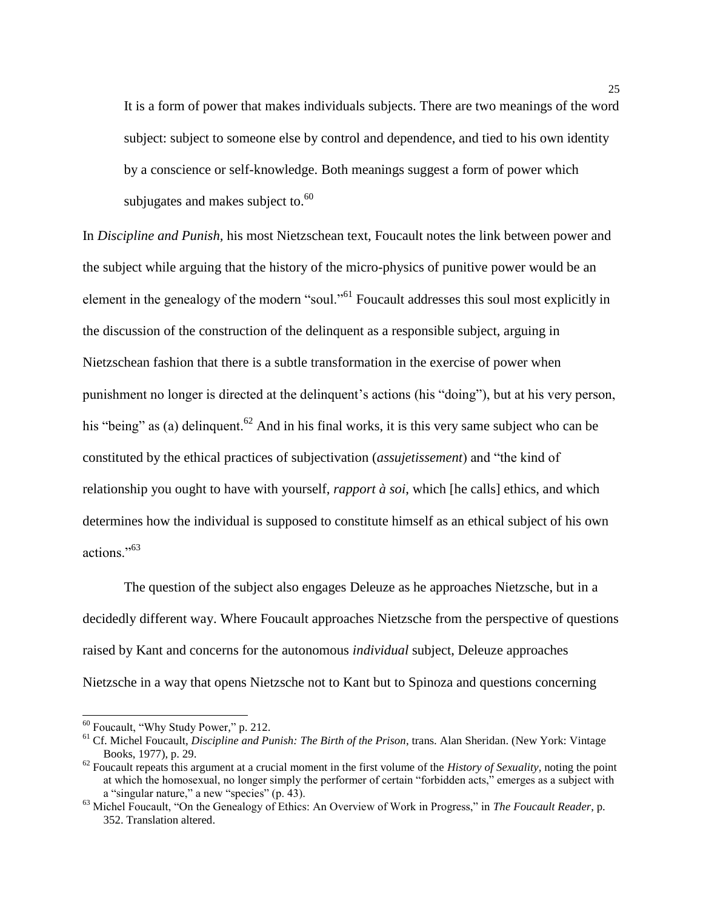> It is a form of power that makes individuals subjects. There are two meanings of the word subject: subject to someone else by control and dependence, and tied to his own identity by a conscience or self-knowledge. Both meanings suggest a form of power which subjugates and makes subject to.[60]

In *Discipline and Punish,* his most Nietzschean text, Foucault notes the link between power and the subject while arguing that the history of the micro-physics of punitive power would be an element in the genealogy of the modern "soul."[61] Foucault addresses this soul most explicitly in the discussion of the construction of the delinquent as a responsible subject, arguing in Nietzschean fashion that there is a subtle transformation in the exercise of power when punishment no longer is directed at the delinquent's actions (his "doing"), but at his very person, his "being" as (a) delinquent.[62] And in his final works, it is this very same subject who can be constituted by the ethical practices of subjectivation (*assujetissement*) and "the kind of relationship you ought to have with yourself, *rapport à soi*, which [he calls] ethics, and which determines how the individual is supposed to constitute himself as an ethical subject of his own actions."[63]

The question of the subject also engages Deleuze as he approaches Nietzsche, but in a decidedly different way. Where Foucault approaches Nietzsche from the perspective of questions raised by Kant and concerns for the autonomous *individual* subject, Deleuze approaches Nietzsche in a way that opens Nietzsche not to Kant but to Spinoza and questions concerning

---

[60] Foucault, "Why Study Power," p. 212.

[61] Cf. Michel Foucault, *Discipline and Punish: The Birth of the Prison*, trans. Alan Sheridan. (New York: Vintage Books, 1977), p. 29.

[62] Foucault repeats this argument at a crucial moment in the first volume of the *History of Sexuality,* noting the point at which the homosexual, no longer simply the performer of certain "forbidden acts," emerges as a subject with a "singular nature," a new "species" (p. 43).

[63] Michel Foucault, "On the Genealogy of Ethics: An Overview of Work in Progress," in *The Foucault Reader*, p. 352. Translation altered.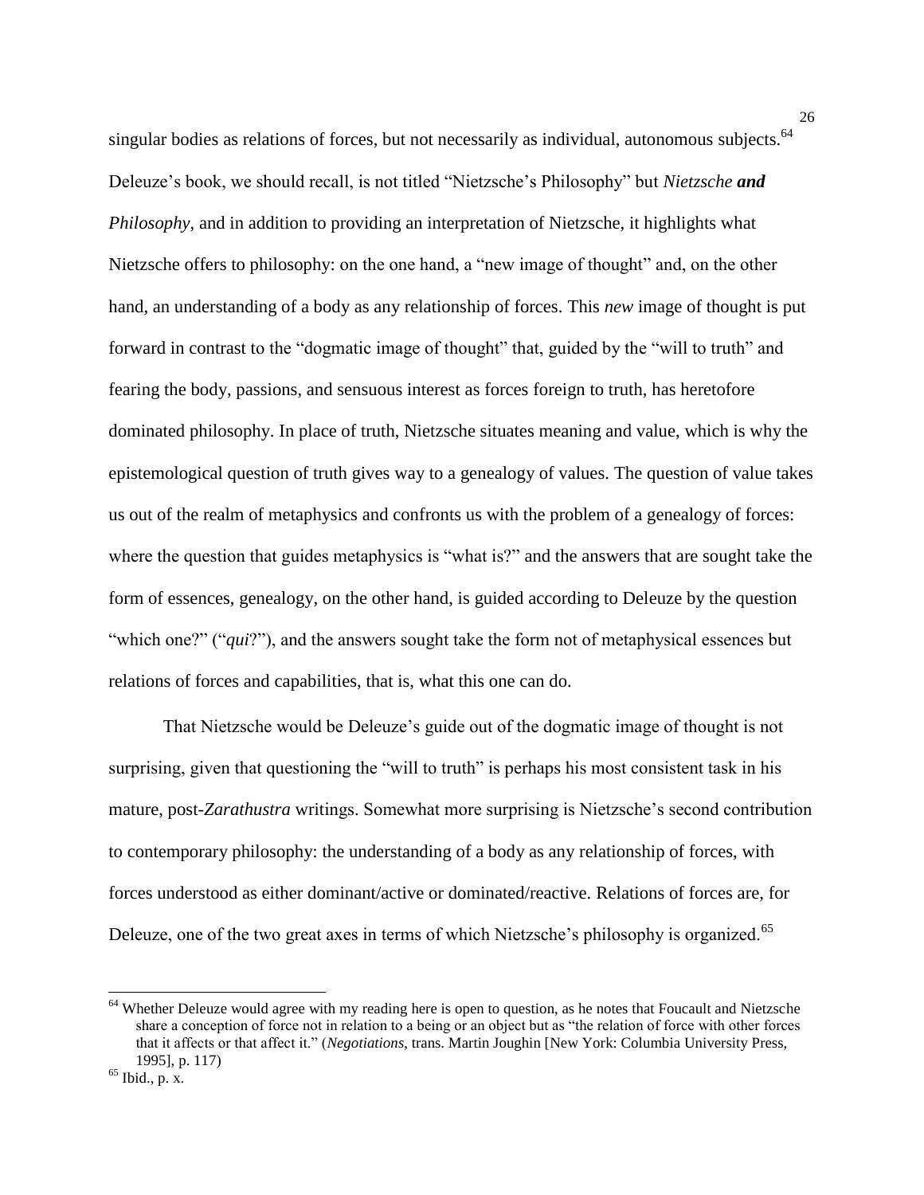singular bodies as relations of forces, but not necessarily as individual, autonomous subjects.[64] Deleuze's book, we should recall, is not titled "Nietzsche's Philosophy" but *Nietzsche **and** Philosophy*, and in addition to providing an interpretation of Nietzsche, it highlights what Nietzsche offers to philosophy: on the one hand, a "new image of thought" and, on the other hand, an understanding of a body as any relationship of forces. This *new* image of thought is put forward in contrast to the "dogmatic image of thought" that, guided by the "will to truth" and fearing the body, passions, and sensuous interest as forces foreign to truth, has heretofore dominated philosophy. In place of truth, Nietzsche situates meaning and value, which is why the epistemological question of truth gives way to a genealogy of values. The question of value takes us out of the realm of metaphysics and confronts us with the problem of a genealogy of forces: where the question that guides metaphysics is "what is?" and the answers that are sought take the form of essences, genealogy, on the other hand, is guided according to Deleuze by the question "which one?" ("*qui*?"), and the answers sought take the form not of metaphysical essences but relations of forces and capabilities, that is, what this one can do.

That Nietzsche would be Deleuze's guide out of the dogmatic image of thought is not surprising, given that questioning the "will to truth" is perhaps his most consistent task in his mature, post-*Zarathustra* writings. Somewhat more surprising is Nietzsche's second contribution to contemporary philosophy: the understanding of a body as any relationship of forces, with forces understood as either dominant/active or dominated/reactive. Relations of forces are, for Deleuze, one of the two great axes in terms of which Nietzsche's philosophy is organized.[65]

---

[64] Whether Deleuze would agree with my reading here is open to question, as he notes that Foucault and Nietzsche share a conception of force not in relation to a being or an object but as "the relation of force with other forces that it affects or that affect it." (*Negotiations*, trans. Martin Joughin [New York: Columbia University Press, 1995], p. 117)

[65] Ibid., p. x.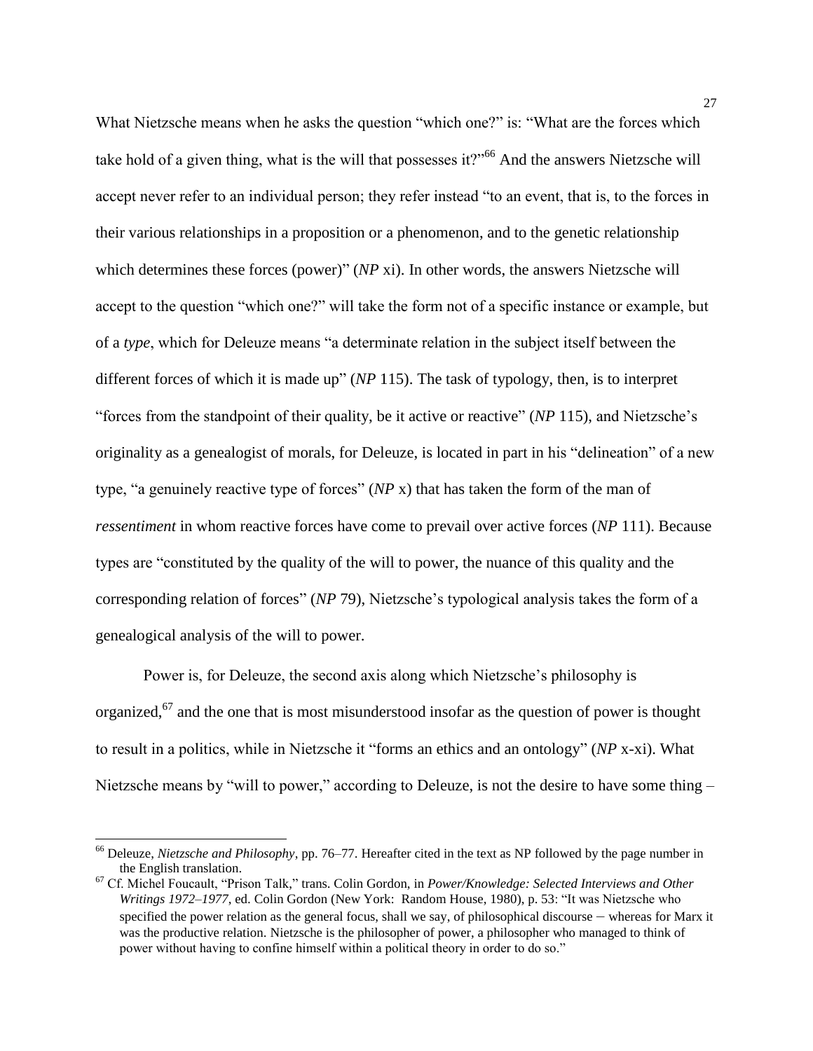What Nietzsche means when he asks the question "which one?" is: "What are the forces which take hold of a given thing, what is the will that possesses it?"[66] And the answers Nietzsche will accept never refer to an individual person; they refer instead "to an event, that is, to the forces in their various relationships in a proposition or a phenomenon, and to the genetic relationship which determines these forces (power)" (*NP* xi). In other words, the answers Nietzsche will accept to the question "which one?" will take the form not of a specific instance or example, but of a *type*, which for Deleuze means "a determinate relation in the subject itself between the different forces of which it is made up" (*NP* 115). The task of typology, then, is to interpret "forces from the standpoint of their quality, be it active or reactive" (*NP* 115), and Nietzsche's originality as a genealogist of morals, for Deleuze, is located in part in his "delineation" of a new type, "a genuinely reactive type of forces" (*NP* x) that has taken the form of the man of *ressentiment* in whom reactive forces have come to prevail over active forces (*NP* 111). Because types are "constituted by the quality of the will to power, the nuance of this quality and the corresponding relation of forces" (*NP* 79), Nietzsche's typological analysis takes the form of a genealogical analysis of the will to power.

Power is, for Deleuze, the second axis along which Nietzsche's philosophy is organized,[67] and the one that is most misunderstood insofar as the question of power is thought to result in a politics, while in Nietzsche it "forms an ethics and an ontology" (*NP* x-xi). What Nietzsche means by "will to power," according to Deleuze, is not the desire to have some thing –

---

[66] Deleuze, *Nietzsche and Philosophy*, pp. 76–77. Hereafter cited in the text as NP followed by the page number in the English translation.

[67] Cf. Michel Foucault, "Prison Talk," trans. Colin Gordon, in *Power/Knowledge: Selected Interviews and Other Writings 1972–1977*, ed. Colin Gordon (New York: Random House, 1980), p. 53: "It was Nietzsche who specified the power relation as the general focus, shall we say, of philosophical discourse – whereas for Marx it was the productive relation. Nietzsche is the philosopher of power, a philosopher who managed to think of power without having to confine himself within a political theory in order to do so."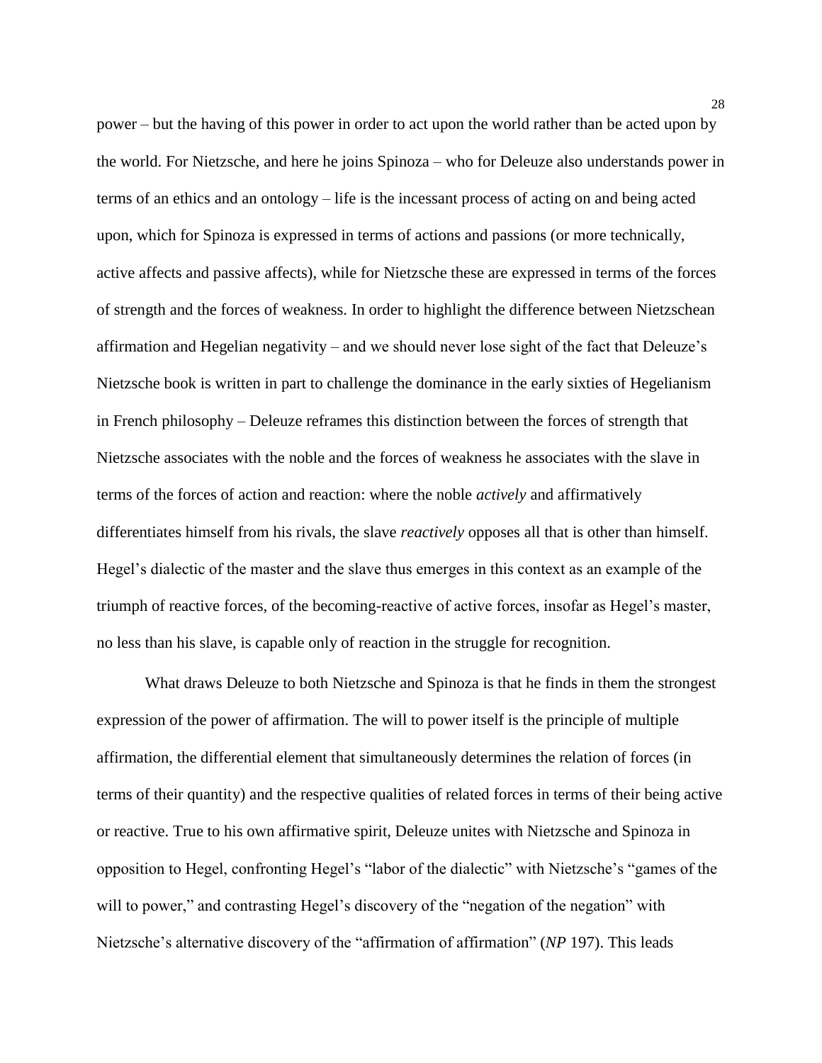power – but the having of this power in order to act upon the world rather than be acted upon by the world. For Nietzsche, and here he joins Spinoza – who for Deleuze also understands power in terms of an ethics and an ontology – life is the incessant process of acting on and being acted upon, which for Spinoza is expressed in terms of actions and passions (or more technically, active affects and passive affects), while for Nietzsche these are expressed in terms of the forces of strength and the forces of weakness. In order to highlight the difference between Nietzschean affirmation and Hegelian negativity – and we should never lose sight of the fact that Deleuze's Nietzsche book is written in part to challenge the dominance in the early sixties of Hegelianism in French philosophy – Deleuze reframes this distinction between the forces of strength that Nietzsche associates with the noble and the forces of weakness he associates with the slave in terms of the forces of action and reaction: where the noble *actively* and affirmatively differentiates himself from his rivals, the slave *reactively* opposes all that is other than himself. Hegel's dialectic of the master and the slave thus emerges in this context as an example of the triumph of reactive forces, of the becoming-reactive of active forces, insofar as Hegel's master, no less than his slave, is capable only of reaction in the struggle for recognition.

What draws Deleuze to both Nietzsche and Spinoza is that he finds in them the strongest expression of the power of affirmation. The will to power itself is the principle of multiple affirmation, the differential element that simultaneously determines the relation of forces (in terms of their quantity) and the respective qualities of related forces in terms of their being active or reactive. True to his own affirmative spirit, Deleuze unites with Nietzsche and Spinoza in opposition to Hegel, confronting Hegel's "labor of the dialectic" with Nietzsche's "games of the will to power," and contrasting Hegel's discovery of the "negation of the negation" with Nietzsche's alternative discovery of the "affirmation of affirmation" (*NP* 197). This leads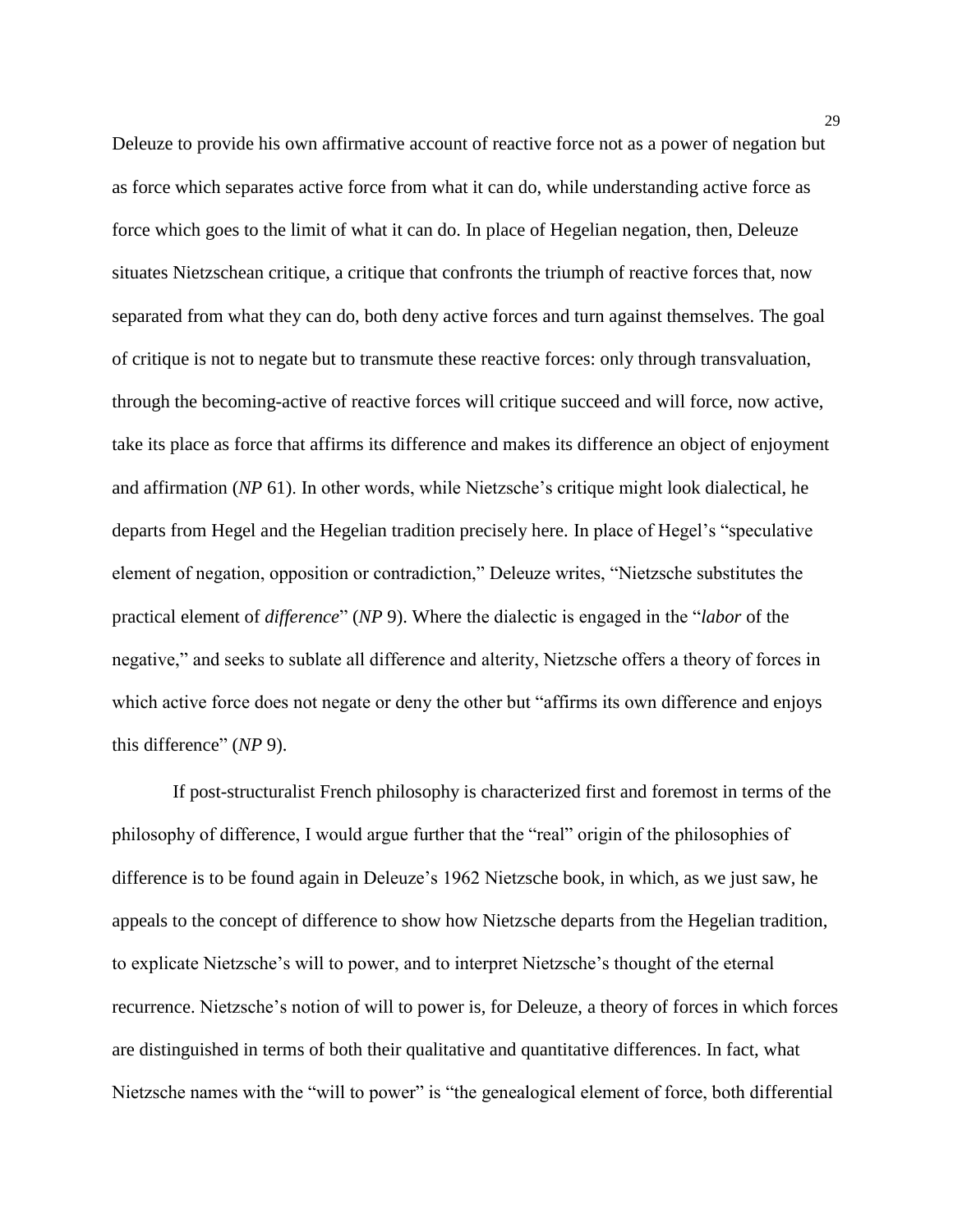Deleuze to provide his own affirmative account of reactive force not as a power of negation but as force which separates active force from what it can do, while understanding active force as force which goes to the limit of what it can do. In place of Hegelian negation, then, Deleuze situates Nietzschean critique, a critique that confronts the triumph of reactive forces that, now separated from what they can do, both deny active forces and turn against themselves. The goal of critique is not to negate but to transmute these reactive forces: only through transvaluation, through the becoming-active of reactive forces will critique succeed and will force, now active, take its place as force that affirms its difference and makes its difference an object of enjoyment and affirmation (*NP* 61). In other words, while Nietzsche's critique might look dialectical, he departs from Hegel and the Hegelian tradition precisely here. In place of Hegel's "speculative element of negation, opposition or contradiction," Deleuze writes, "Nietzsche substitutes the practical element of *difference*" (*NP* 9). Where the dialectic is engaged in the "*labor* of the negative," and seeks to sublate all difference and alterity, Nietzsche offers a theory of forces in which active force does not negate or deny the other but "affirms its own difference and enjoys this difference" (*NP* 9).

If post-structuralist French philosophy is characterized first and foremost in terms of the philosophy of difference, I would argue further that the "real" origin of the philosophies of difference is to be found again in Deleuze's 1962 Nietzsche book, in which, as we just saw, he appeals to the concept of difference to show how Nietzsche departs from the Hegelian tradition, to explicate Nietzsche's will to power, and to interpret Nietzsche's thought of the eternal recurrence. Nietzsche's notion of will to power is, for Deleuze, a theory of forces in which forces are distinguished in terms of both their qualitative and quantitative differences. In fact, what Nietzsche names with the "will to power" is "the genealogical element of force, both differential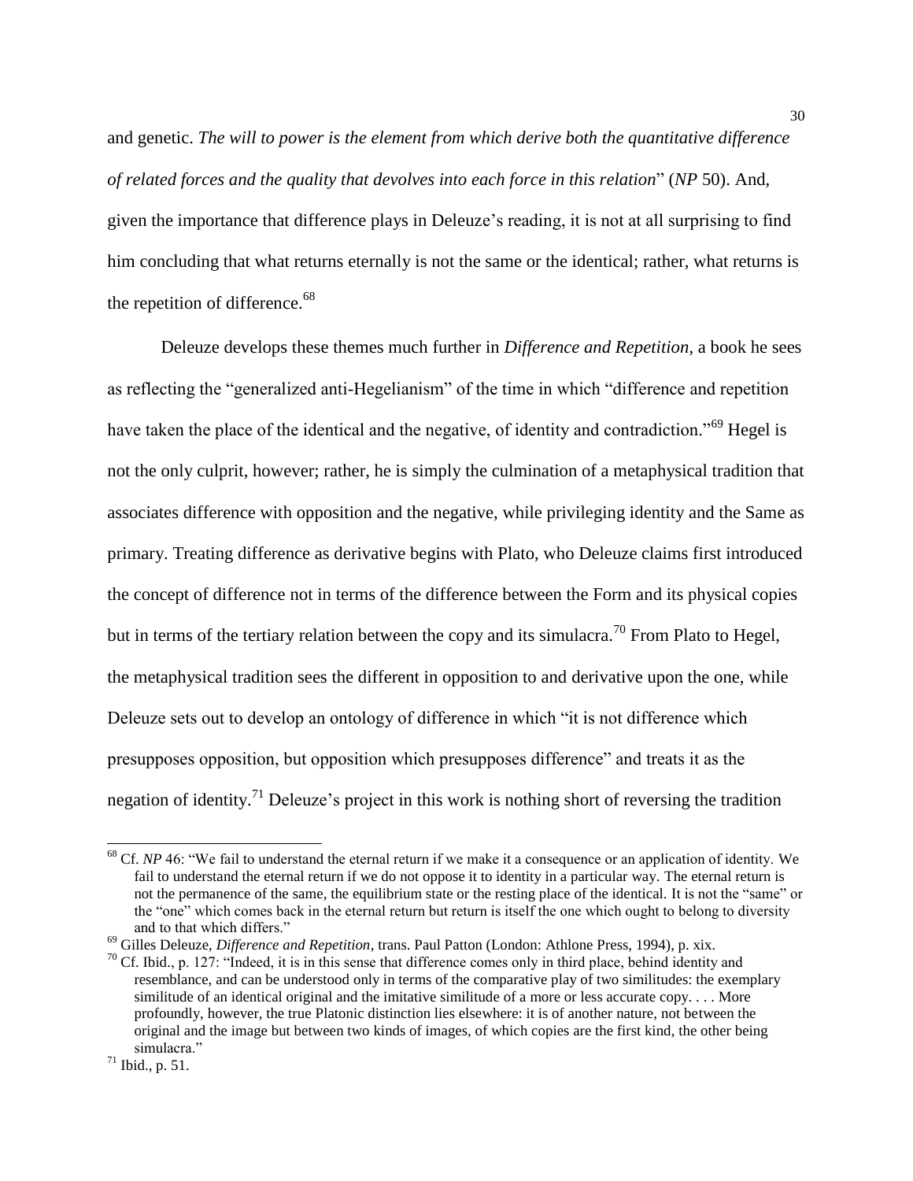and genetic. *The will to power is the element from which derive both the quantitative difference of related forces and the quality that devolves into each force in this relation*" (*NP* 50). And, given the importance that difference plays in Deleuze's reading, it is not at all surprising to find him concluding that what returns eternally is not the same or the identical; rather, what returns is the repetition of difference.[68]

Deleuze develops these themes much further in *Difference and Repetition*, a book he sees as reflecting the "generalized anti-Hegelianism" of the time in which "difference and repetition have taken the place of the identical and the negative, of identity and contradiction."[69] Hegel is not the only culprit, however; rather, he is simply the culmination of a metaphysical tradition that associates difference with opposition and the negative, while privileging identity and the Same as primary. Treating difference as derivative begins with Plato, who Deleuze claims first introduced the concept of difference not in terms of the difference between the Form and its physical copies but in terms of the tertiary relation between the copy and its simulacra.[70] From Plato to Hegel, the metaphysical tradition sees the different in opposition to and derivative upon the one, while Deleuze sets out to develop an ontology of difference in which "it is not difference which presupposes opposition, but opposition which presupposes difference" and treats it as the negation of identity.[71] Deleuze's project in this work is nothing short of reversing the tradition

---

[68] Cf. *NP* 46: "We fail to understand the eternal return if we make it a consequence or an application of identity. We fail to understand the eternal return if we do not oppose it to identity in a particular way. The eternal return is not the permanence of the same, the equilibrium state or the resting place of the identical. It is not the "same" or the "one" which comes back in the eternal return but return is itself the one which ought to belong to diversity and to that which differs."

[69] Gilles Deleuze, *Difference and Repetition*, trans. Paul Patton (London: Athlone Press, 1994), p. xix.

[70] Cf. Ibid., p. 127: "Indeed, it is in this sense that difference comes only in third place, behind identity and resemblance, and can be understood only in terms of the comparative play of two similitudes: the exemplary similitude of an identical original and the imitative similitude of a more or less accurate copy. . . . More profoundly, however, the true Platonic distinction lies elsewhere: it is of another nature, not between the original and the image but between two kinds of images, of which copies are the first kind, the other being simulacra."

[71] Ibid., p. 51.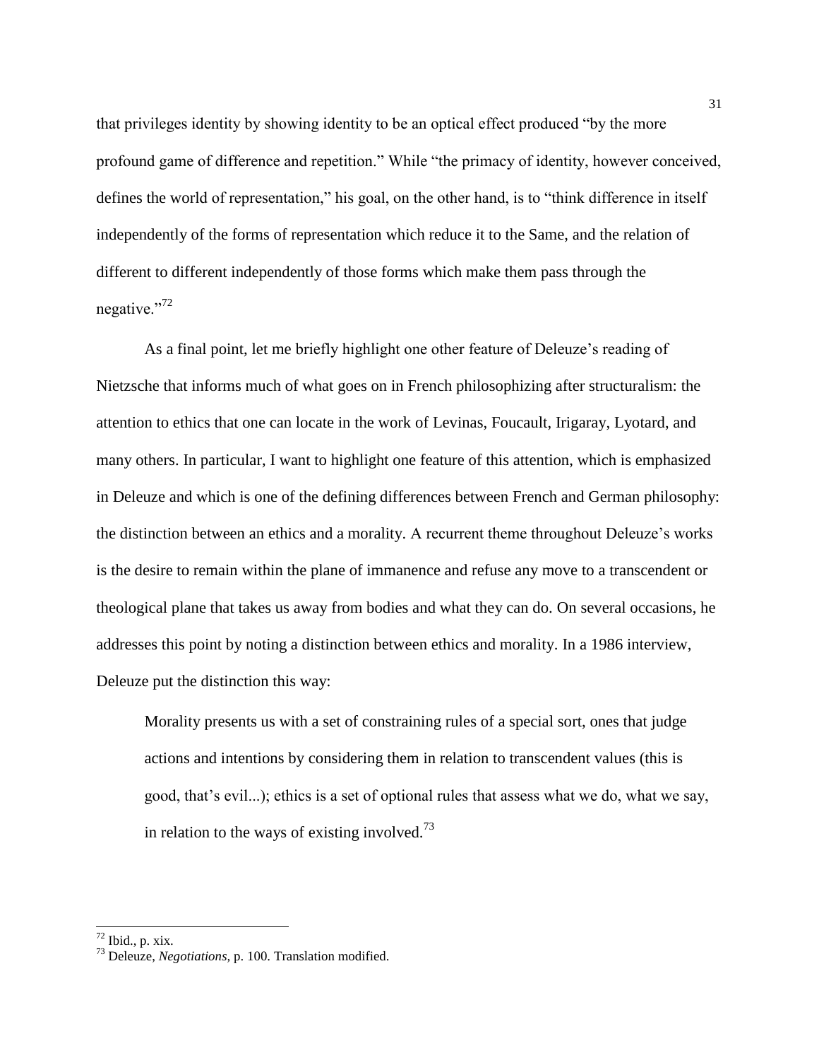that privileges identity by showing identity to be an optical effect produced "by the more profound game of difference and repetition." While "the primacy of identity, however conceived, defines the world of representation," his goal, on the other hand, is to "think difference in itself independently of the forms of representation which reduce it to the Same, and the relation of different to different independently of those forms which make them pass through the negative."[72]

As a final point, let me briefly highlight one other feature of Deleuze's reading of Nietzsche that informs much of what goes on in French philosophizing after structuralism: the attention to ethics that one can locate in the work of Levinas, Foucault, Irigaray, Lyotard, and many others. In particular, I want to highlight one feature of this attention, which is emphasized in Deleuze and which is one of the defining differences between French and German philosophy: the distinction between an ethics and a morality. A recurrent theme throughout Deleuze's works is the desire to remain within the plane of immanence and refuse any move to a transcendent or theological plane that takes us away from bodies and what they can do. On several occasions, he addresses this point by noting a distinction between ethics and morality. In a 1986 interview, Deleuze put the distinction this way:

> Morality presents us with a set of constraining rules of a special sort, ones that judge actions and intentions by considering them in relation to transcendent values (this is good, that's evil...); ethics is a set of optional rules that assess what we do, what we say, in relation to the ways of existing involved.[73]

---

[72] Ibid., p. xix.

[73] Deleuze, *Negotiations*, p. 100. Translation modified.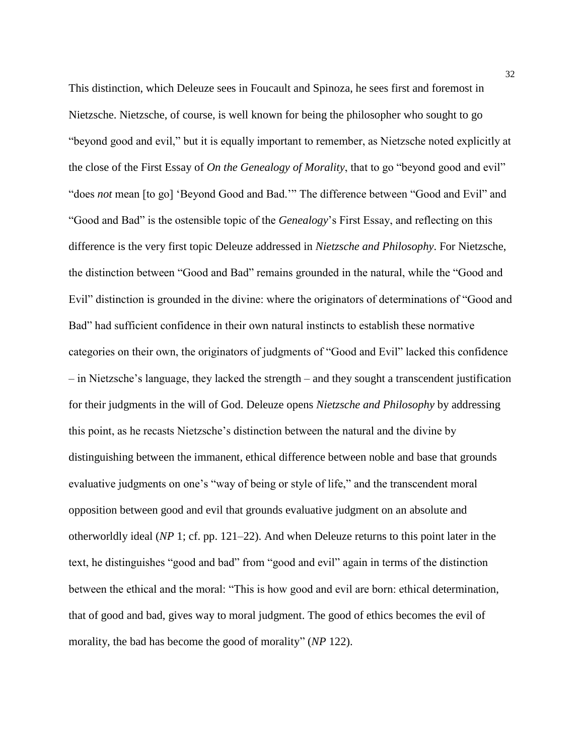This distinction, which Deleuze sees in Foucault and Spinoza, he sees first and foremost in Nietzsche. Nietzsche, of course, is well known for being the philosopher who sought to go "beyond good and evil," but it is equally important to remember, as Nietzsche noted explicitly at the close of the First Essay of *On the Genealogy of Morality*, that to go "beyond good and evil" "does *not* mean [to go] 'Beyond Good and Bad.'" The difference between "Good and Evil" and "Good and Bad" is the ostensible topic of the *Genealogy*'s First Essay, and reflecting on this difference is the very first topic Deleuze addressed in *Nietzsche and Philosophy*. For Nietzsche, the distinction between "Good and Bad" remains grounded in the natural, while the "Good and Evil" distinction is grounded in the divine: where the originators of determinations of "Good and Bad" had sufficient confidence in their own natural instincts to establish these normative categories on their own, the originators of judgments of "Good and Evil" lacked this confidence – in Nietzsche's language, they lacked the strength – and they sought a transcendent justification for their judgments in the will of God. Deleuze opens *Nietzsche and Philosophy* by addressing this point, as he recasts Nietzsche's distinction between the natural and the divine by distinguishing between the immanent, ethical difference between noble and base that grounds evaluative judgments on one's "way of being or style of life," and the transcendent moral opposition between good and evil that grounds evaluative judgment on an absolute and otherworldly ideal (*NP* 1; cf. pp. 121–22). And when Deleuze returns to this point later in the text, he distinguishes "good and bad" from "good and evil" again in terms of the distinction between the ethical and the moral: "This is how good and evil are born: ethical determination, that of good and bad, gives way to moral judgment. The good of ethics becomes the evil of morality, the bad has become the good of morality" (*NP* 122).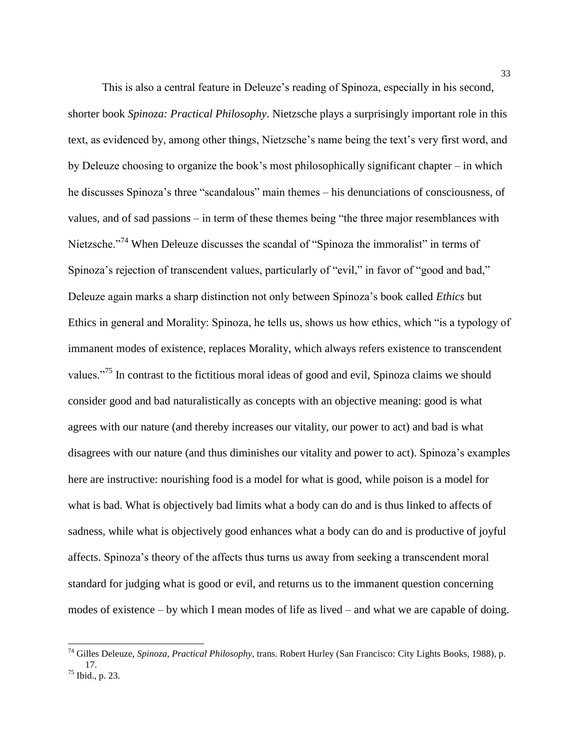This is also a central feature in Deleuze's reading of Spinoza, especially in his second, shorter book *Spinoza: Practical Philosophy*. Nietzsche plays a surprisingly important role in this text, as evidenced by, among other things, Nietzsche's name being the text's very first word, and by Deleuze choosing to organize the book's most philosophically significant chapter – in which he discusses Spinoza's three "scandalous" main themes – his denunciations of consciousness, of values, and of sad passions – in term of these themes being "the three major resemblances with Nietzsche."[74] When Deleuze discusses the scandal of "Spinoza the immoralist" in terms of Spinoza's rejection of transcendent values, particularly of "evil," in favor of "good and bad," Deleuze again marks a sharp distinction not only between Spinoza's book called *Ethics* but Ethics in general and Morality: Spinoza, he tells us, shows us how ethics, which "is a typology of immanent modes of existence, replaces Morality, which always refers existence to transcendent values."[75] In contrast to the fictitious moral ideas of good and evil, Spinoza claims we should consider good and bad naturalistically as concepts with an objective meaning: good is what agrees with our nature (and thereby increases our vitality, our power to act) and bad is what disagrees with our nature (and thus diminishes our vitality and power to act). Spinoza's examples here are instructive: nourishing food is a model for what is good, while poison is a model for what is bad. What is objectively bad limits what a body can do and is thus linked to affects of sadness, while what is objectively good enhances what a body can do and is productive of joyful affects. Spinoza's theory of the affects thus turns us away from seeking a transcendent moral standard for judging what is good or evil, and returns us to the immanent question concerning modes of existence – by which I mean modes of life as lived – and what we are capable of doing.

---

[74] Gilles Deleuze, *Spinoza, Practical Philosophy*, trans. Robert Hurley (San Francisco: City Lights Books, 1988), p. 17.

[75] Ibid., p. 23.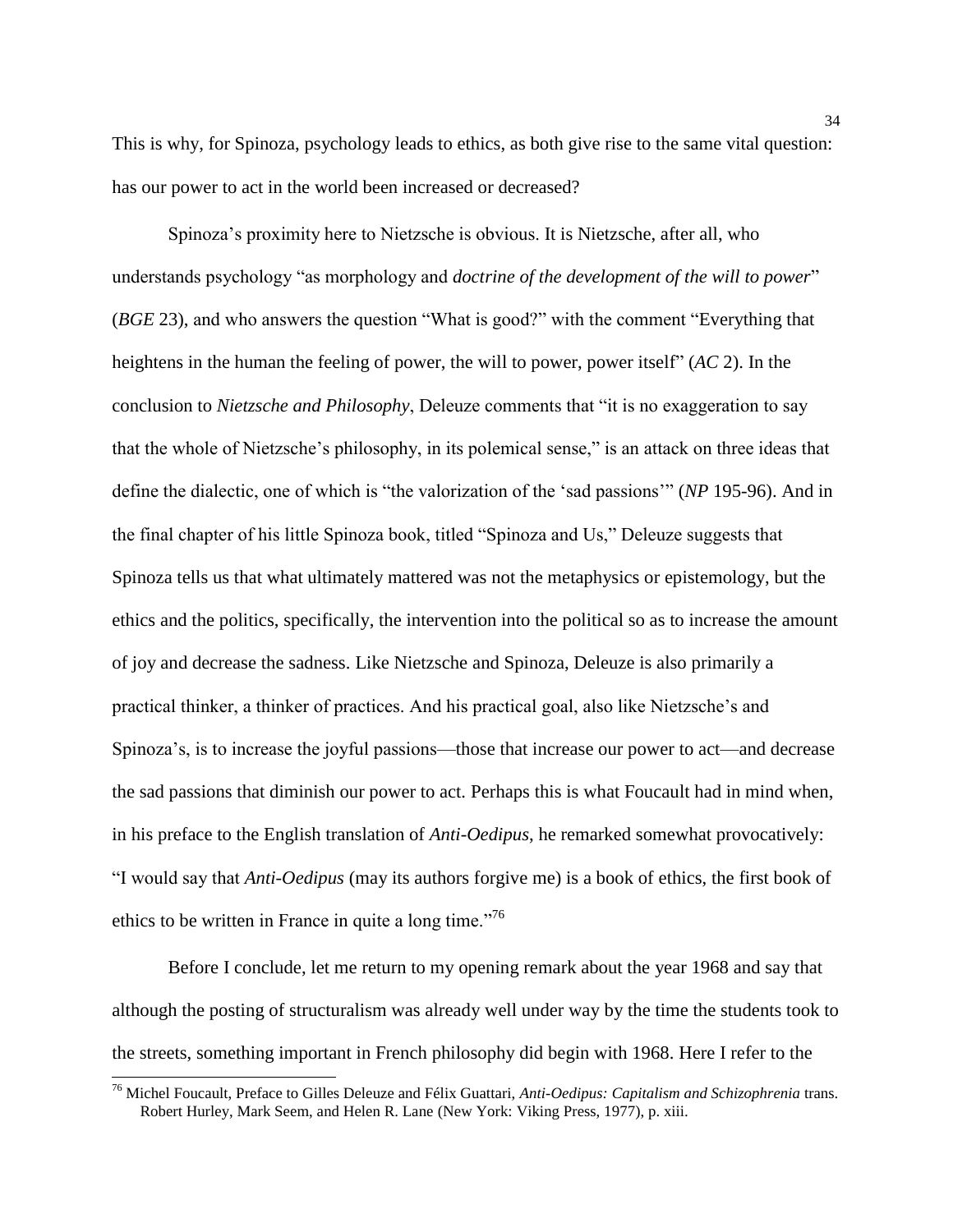This is why, for Spinoza, psychology leads to ethics, as both give rise to the same vital question: has our power to act in the world been increased or decreased?

Spinoza's proximity here to Nietzsche is obvious. It is Nietzsche, after all, who understands psychology "as morphology and *doctrine of the development of the will to power*" (*BGE* 23), and who answers the question "What is good?" with the comment "Everything that heightens in the human the feeling of power, the will to power, power itself" (*AC* 2). In the conclusion to *Nietzsche and Philosophy*, Deleuze comments that "it is no exaggeration to say that the whole of Nietzsche's philosophy, in its polemical sense," is an attack on three ideas that define the dialectic, one of which is "the valorization of the 'sad passions'" (*NP* 195-96). And in the final chapter of his little Spinoza book, titled "Spinoza and Us," Deleuze suggests that Spinoza tells us that what ultimately mattered was not the metaphysics or epistemology, but the ethics and the politics, specifically, the intervention into the political so as to increase the amount of joy and decrease the sadness. Like Nietzsche and Spinoza, Deleuze is also primarily a practical thinker, a thinker of practices. And his practical goal, also like Nietzsche's and Spinoza's, is to increase the joyful passions—those that increase our power to act—and decrease the sad passions that diminish our power to act. Perhaps this is what Foucault had in mind when, in his preface to the English translation of *Anti-Oedipus*, he remarked somewhat provocatively: "I would say that *Anti-Oedipus* (may its authors forgive me) is a book of ethics, the first book of ethics to be written in France in quite a long time."[76]

Before I conclude, let me return to my opening remark about the year 1968 and say that although the posting of structuralism was already well under way by the time the students took to the streets, something important in French philosophy did begin with 1968. Here I refer to the

[76] Michel Foucault, Preface to Gilles Deleuze and Félix Guattari, *Anti-Oedipus: Capitalism and Schizophrenia* trans. Robert Hurley, Mark Seem, and Helen R. Lane (New York: Viking Press, 1977), p. xiii.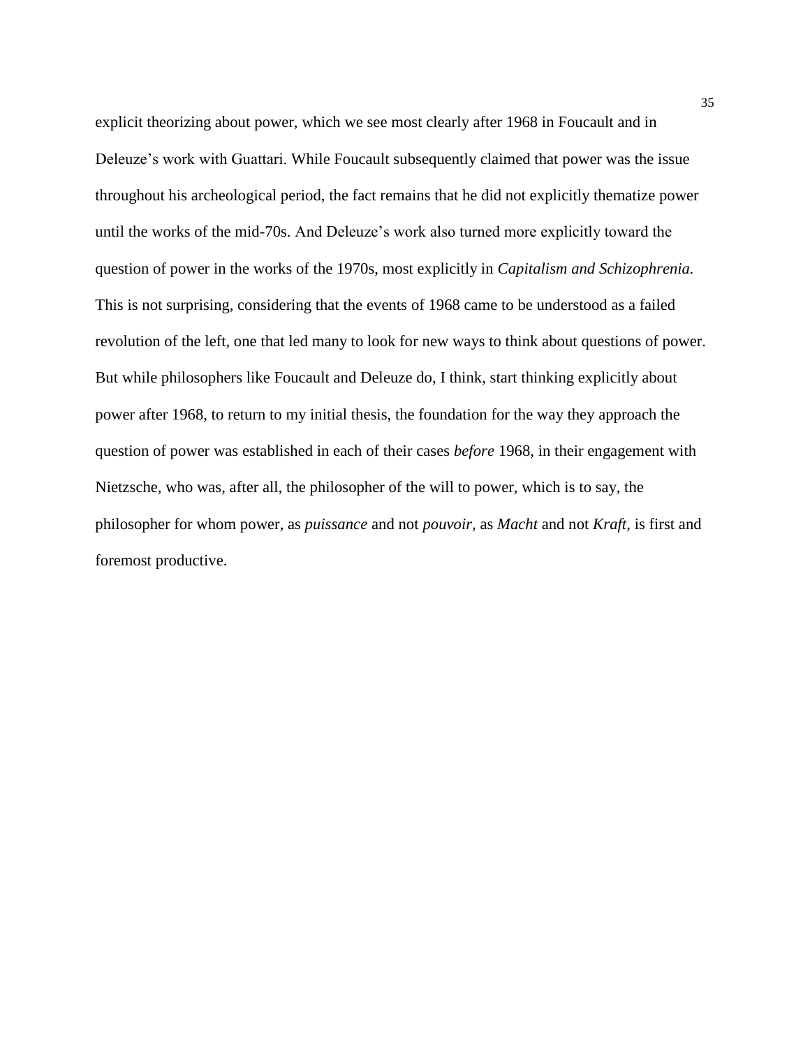explicit theorizing about power, which we see most clearly after 1968 in Foucault and in Deleuze's work with Guattari. While Foucault subsequently claimed that power was the issue throughout his archeological period, the fact remains that he did not explicitly thematize power until the works of the mid-70s. And Deleuze's work also turned more explicitly toward the question of power in the works of the 1970s, most explicitly in *Capitalism and Schizophrenia.* This is not surprising, considering that the events of 1968 came to be understood as a failed revolution of the left, one that led many to look for new ways to think about questions of power. But while philosophers like Foucault and Deleuze do, I think, start thinking explicitly about power after 1968, to return to my initial thesis, the foundation for the way they approach the question of power was established in each of their cases *before* 1968, in their engagement with Nietzsche, who was, after all, the philosopher of the will to power, which is to say, the philosopher for whom power, as *puissance* and not *pouvoir,* as *Macht* and not *Kraft*, is first and foremost productive.